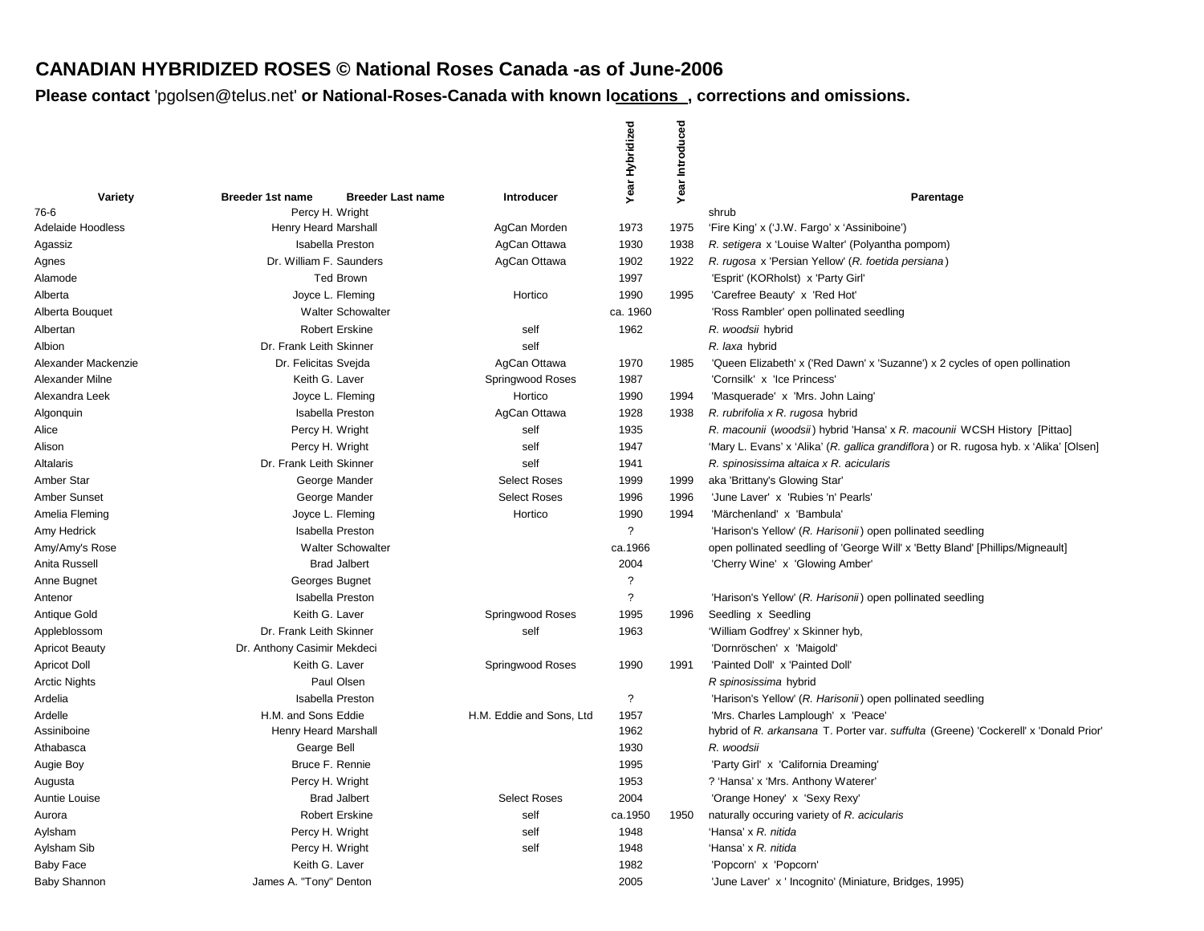# CANADIAN HYBRIDIZED ROSES © National Roses Canada -as of June-2006

**Please contact** 'pgolsen@telus.net' **or National-Roses-Canada with known locations , corrections and omissions.**

| Variety | Breeder 1st name | Breeder Last name | Introducer | Year Hybridized | Year Introduced | Parentage |
|---|---|---|---|---|---|---|
| 76-6 | Percy H. | Wright | | | | shrub |
| Adelaide Hoodless | Henry Heard | Marshall | AgCan Morden | 1973 | 1975 | 'Fire King' x ('J.W. Fargo' x 'Assiniboine') |
| Agassiz | Isabella | Preston | AgCan Ottawa | 1930 | 1938 | *R. setigera* x 'Louise Walter' (Polyantha pompom) |
| Agnes | Dr. William F. | Saunders | AgCan Ottawa | 1902 | 1922 | *R. rugosa* x 'Persian Yellow' (*R. foetida persiana*) |
| Alamode | Ted | Brown | | 1997 | | 'Esprit' (KORholst) x 'Party Girl' |
| Alberta | Joyce L. | Fleming | Hortico | 1990 | 1995 | 'Carefree Beauty' x 'Red Hot' |
| Alberta Bouquet | Walter | Schowalter | | ca. 1960 | | 'Ross Rambler' open pollinated seedling |
| Albertan | Robert | Erskine | self | 1962 | | *R. woodsii* hybrid |
| Albion | Dr. Frank Leith | Skinner | self | | | *R. laxa* hybrid |
| Alexander Mackenzie | Dr. Felicitas | Svejda | AgCan Ottawa | 1970 | 1985 | 'Queen Elizabeth' x ('Red Dawn' x 'Suzanne') x 2 cycles of open pollination |
| Alexander Milne | Keith G. | Laver | Springwood Roses | 1987 | | 'Cornsilk' x 'Ice Princess' |
| Alexandra Leek | Joyce L. | Fleming | Hortico | 1990 | 1994 | 'Masquerade' x 'Mrs. John Laing' |
| Algonquin | Isabella | Preston | AgCan Ottawa | 1928 | 1938 | *R. rubrifolia x R. rugosa* hybrid |
| Alice | Percy H. | Wright | self | 1935 | | *R. macounii* (*woodsii*) hybrid 'Hansa' x *R. macounii* WCSH History [Pittao] |
| Alison | Percy H. | Wright | self | 1947 | | 'Mary L. Evans' x 'Alika' (*R. gallica grandiflora*) or R. rugosa hyb. x 'Alika' [Olsen] |
| Altalaris | Dr. Frank Leith | Skinner | self | 1941 | | *R. spinosissima altaica x R. acicularis* |
| Amber Star | George | Mander | Select Roses | 1999 | 1999 | aka 'Brittany's Glowing Star' |
| Amber Sunset | George | Mander | Select Roses | 1996 | 1996 | 'June Laver' x 'Rubies 'n' Pearls' |
| Amelia Fleming | Joyce L. | Fleming | Hortico | 1990 | 1994 | 'Märchenland' x 'Bambula' |
| Amy Hedrick | Isabella | Preston | | ? | | 'Harison's Yellow' (*R. Harisonii*) open pollinated seedling |
| Amy/Amy's Rose | Walter | Schowalter | | ca.1966 | | open pollinated seedling of 'George Will' x 'Betty Bland' [Phillips/Migneault] |
| Anita Russell | Brad | Jalbert | | 2004 | | 'Cherry Wine' x 'Glowing Amber' |
| Anne Bugnet | Georges | Bugnet | | ? | | |
| Antenor | Isabella | Preston | | ? | | 'Harison's Yellow' (*R. Harisonii*) open pollinated seedling |
| Antique Gold | Keith G. | Laver | Springwood Roses | 1995 | 1996 | Seedling x Seedling |
| Appleblossom | Dr. Frank Leith | Skinner | self | 1963 | | 'William Godfrey' x Skinner hyb, |
| Apricot Beauty | Dr. Anthony Casimir | Mekdeci | | | | 'Dornröschen' x 'Maigold' |
| Apricot Doll | Keith G. | Laver | Springwood Roses | 1990 | 1991 | 'Painted Doll' x 'Painted Doll' |
| Arctic Nights | Paul | Olsen | | | | *R spinosissima* hybrid |
| Ardelia | Isabella | Preston | | ? | | 'Harison's Yellow' (*R. Harisonii*) open pollinated seedling |
| Ardelle | H.M. and Sons | Eddie | H.M. Eddie and Sons, Ltd | 1957 | | 'Mrs. Charles Lamplough' x 'Peace' |
| Assiniboine | Henry Heard | Marshall | | 1962 | | hybrid of *R. arkansana* T. Porter var. *suffulta* (Greene) 'Cockerell' x 'Donald Prior' |
| Athabasca | Gearge | Bell | | 1930 | | *R. woodsii* |
| Augie Boy | Bruce F. | Rennie | | 1995 | | 'Party Girl' x 'California Dreaming' |
| Augusta | Percy H. | Wright | | 1953 | | ? 'Hansa' x 'Mrs. Anthony Waterer' |
| Auntie Louise | Brad | Jalbert | Select Roses | 2004 | | 'Orange Honey' x 'Sexy Rexy' |
| Aurora | Robert | Erskine | self | ca.1950 | 1950 | naturally occuring variety of *R. acicularis* |
| Aylsham | Percy H. | Wright | self | 1948 | | 'Hansa' x *R. nitida* |
| Aylsham Sib | Percy H. | Wright | self | 1948 | | 'Hansa' x *R. nitida* |
| Baby Face | Keith G. | Laver | | 1982 | | 'Popcorn' x 'Popcorn' |
| Baby Shannon | James A. "Tony" | Denton | | 2005 | | 'June Laver' x ' Incognito' (Miniature, Bridges, 1995) |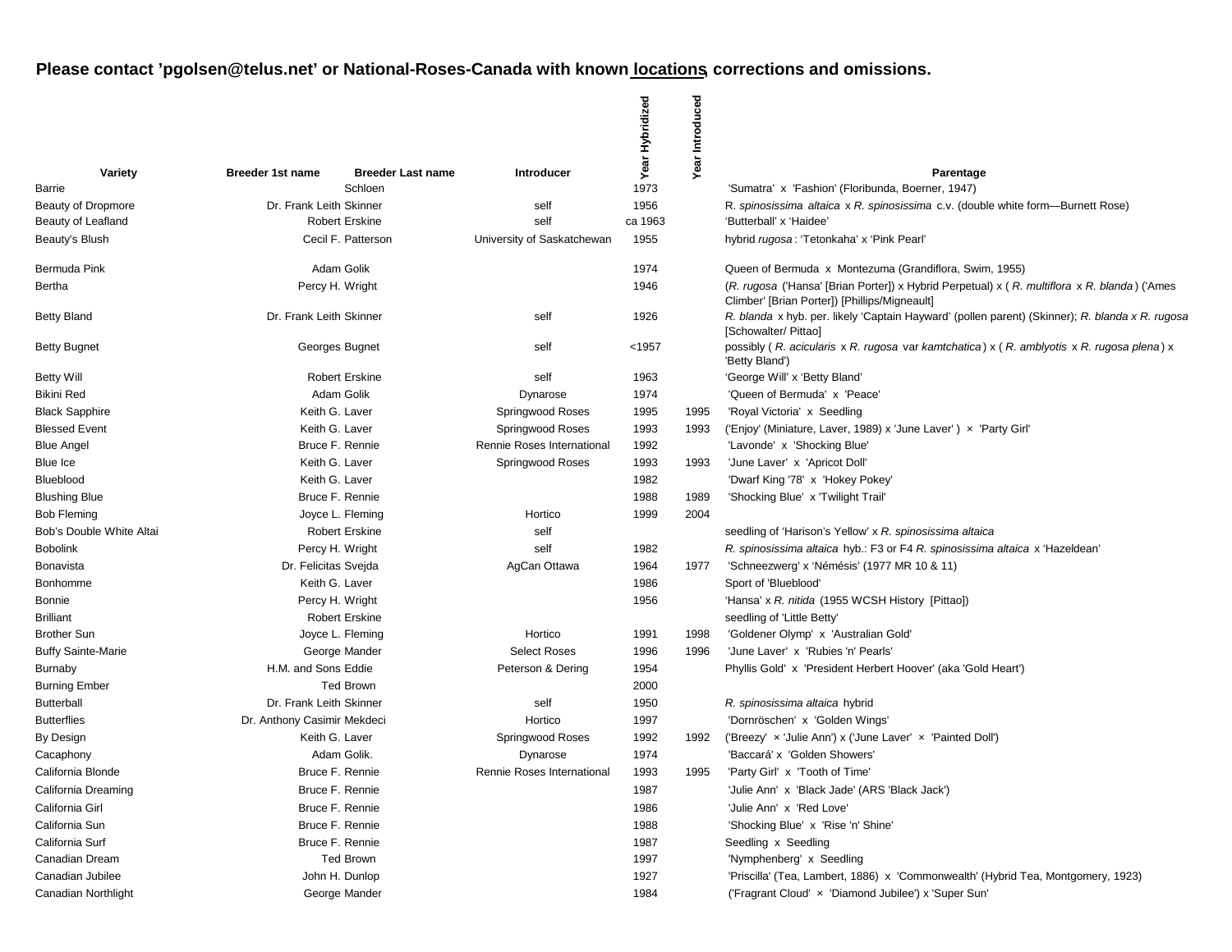**Please contact 'pgolsen@telus.net' or National-Roses-Canada with known locations, corrections and omissions.**

| Variety | Breeder 1st name | Breeder Last name | Introducer | Year Hybridized | Year Introduced | Parentage |
|---|---|---|---|---|---|---|
| Barrie | | Schloen | | 1973 | | 'Sumatra' x 'Fashion' (Floribunda, Boerner, 1947) |
| Beauty of Dropmore | Dr. Frank Leith | Skinner | self | 1956 | | R. *spinosissima altaica* x *R. spinosissima* c.v. (double white form—Burnett Rose) |
| Beauty of Leafland | Robert | Erskine | self | ca 1963 | | 'Butterball' x 'Haidee' |
| Beauty's Blush | Cecil F. | Patterson | University of Saskatchewan | 1955 | | hybrid *rugosa*: 'Tetonkaha' x 'Pink Pearl' |
| Bermuda Pink | Adam | Golik | | 1974 | | Queen of Bermuda x Montezuma (Grandiflora, Swim, 1955) |
| Bertha | Percy H. | Wright | | 1946 | | (*R. rugosa* ('Hansa' [Brian Porter]) x Hybrid Perpetual) x ( *R. multiflora* x *R. blanda*) ('Ames Climber' [Brian Porter]) [Phillips/Migneault] |
| Betty Bland | Dr. Frank Leith | Skinner | self | 1926 | | *R. blanda* x hyb. per. likely 'Captain Hayward' (pollen parent) (Skinner); *R. blanda x R. rugosa* [Schowalter/ Pittao] |
| Betty Bugnet | Georges | Bugnet | self | <1957 | | possibly ( *R. acicularis* x *R. rugosa* var *kamtchatica*) x ( *R. amblyotis* x *R. rugosa plena*) x 'Betty Bland') |
| Betty Will | Robert | Erskine | self | 1963 | | 'George Will' x 'Betty Bland' |
| Bikini Red | Adam | Golik | Dynarose | 1974 | | 'Queen of Bermuda' x 'Peace' |
| Black Sapphire | Keith G. | Laver | Springwood Roses | 1995 | 1995 | 'Royal Victoria' x Seedling |
| Blessed Event | Keith G. | Laver | Springwood Roses | 1993 | 1993 | ('Enjoy' (Miniature, Laver, 1989) x 'June Laver' ) × 'Party Girl' |
| Blue Angel | Bruce F. | Rennie | Rennie Roses International | 1992 | | 'Lavonde' x 'Shocking Blue' |
| Blue Ice | Keith G. | Laver | Springwood Roses | 1993 | 1993 | 'June Laver' x 'Apricot Doll' |
| Blueblood | Keith G. | Laver | | 1982 | | 'Dwarf King '78' x 'Hokey Pokey' |
| Blushing Blue | Bruce F. | Rennie | | 1988 | 1989 | 'Shocking Blue' x 'Twilight Trail' |
| Bob Fleming | Joyce L. | Fleming | Hortico | 1999 | 2004 | |
| Bob's Double White Altai | Robert | Erskine | self | | | seedling of 'Harison's Yellow' x *R. spinosissima altaica* |
| Bobolink | Percy H. | Wright | self | 1982 | | *R. spinosissima altaica* hyb.: F3 or F4 *R. spinosissima altaica* x 'Hazeldean' |
| Bonavista | Dr. Felicitas | Svejda | AgCan Ottawa | 1964 | 1977 | 'Schneezwerg' x 'Némésis' (1977 MR 10 & 11) |
| Bonhomme | Keith G. | Laver | | 1986 | | Sport of 'Blueblood' |
| Bonnie | Percy H. | Wright | | 1956 | | 'Hansa' x *R. nitida* (1955 WCSH History [Pittao]) |
| Brilliant | Robert | Erskine | | | | seedling of 'Little Betty' |
| Brother Sun | Joyce L. | Fleming | Hortico | 1991 | 1998 | 'Goldener Olymp' x 'Australian Gold' |
| Buffy Sainte-Marie | George | Mander | Select Roses | 1996 | 1996 | 'June Laver' x 'Rubies 'n' Pearls' |
| Burnaby | H.M. and Sons | Eddie | Peterson & Dering | 1954 | | Phyllis Gold' x 'President Herbert Hoover' (aka 'Gold Heart') |
| Burning Ember | | Ted Brown | | 2000 | | |
| Butterball | Dr. Frank Leith | Skinner | self | 1950 | | *R. spinosissima altaica* hybrid |
| Butterflies | Dr. Anthony Casimir | Mekdeci | Hortico | 1997 | | 'Dornröschen' x 'Golden Wings' |
| By Design | Keith G. | Laver | Springwood Roses | 1992 | 1992 | ('Breezy' × 'Julie Ann') x ('June Laver' × 'Painted Doll') |
| Cacaphony | Adam | Golik. | Dynarose | 1974 | | 'Baccará' x 'Golden Showers' |
| California Blonde | Bruce F. | Rennie | Rennie Roses International | 1993 | 1995 | 'Party Girl' x 'Tooth of Time' |
| California Dreaming | Bruce F. | Rennie | | 1987 | | 'Julie Ann' x 'Black Jade' (ARS 'Black Jack') |
| California Girl | Bruce F. | Rennie | | 1986 | | 'Julie Ann' x 'Red Love' |
| California Sun | Bruce F. | Rennie | | 1988 | | 'Shocking Blue' x 'Rise 'n' Shine' |
| California Surf | Bruce F. | Rennie | | 1987 | | Seedling x Seedling |
| Canadian Dream | | Ted Brown | | 1997 | | 'Nymphenberg' x Seedling |
| Canadian Jubilee | John H. | Dunlop | | 1927 | | 'Priscilla' (Tea, Lambert, 1886) x 'Commonwealth' (Hybrid Tea, Montgomery, 1923) |
| Canadian Northlight | George | Mander | | 1984 | | ('Fragrant Cloud' × 'Diamond Jubilee') x 'Super Sun' |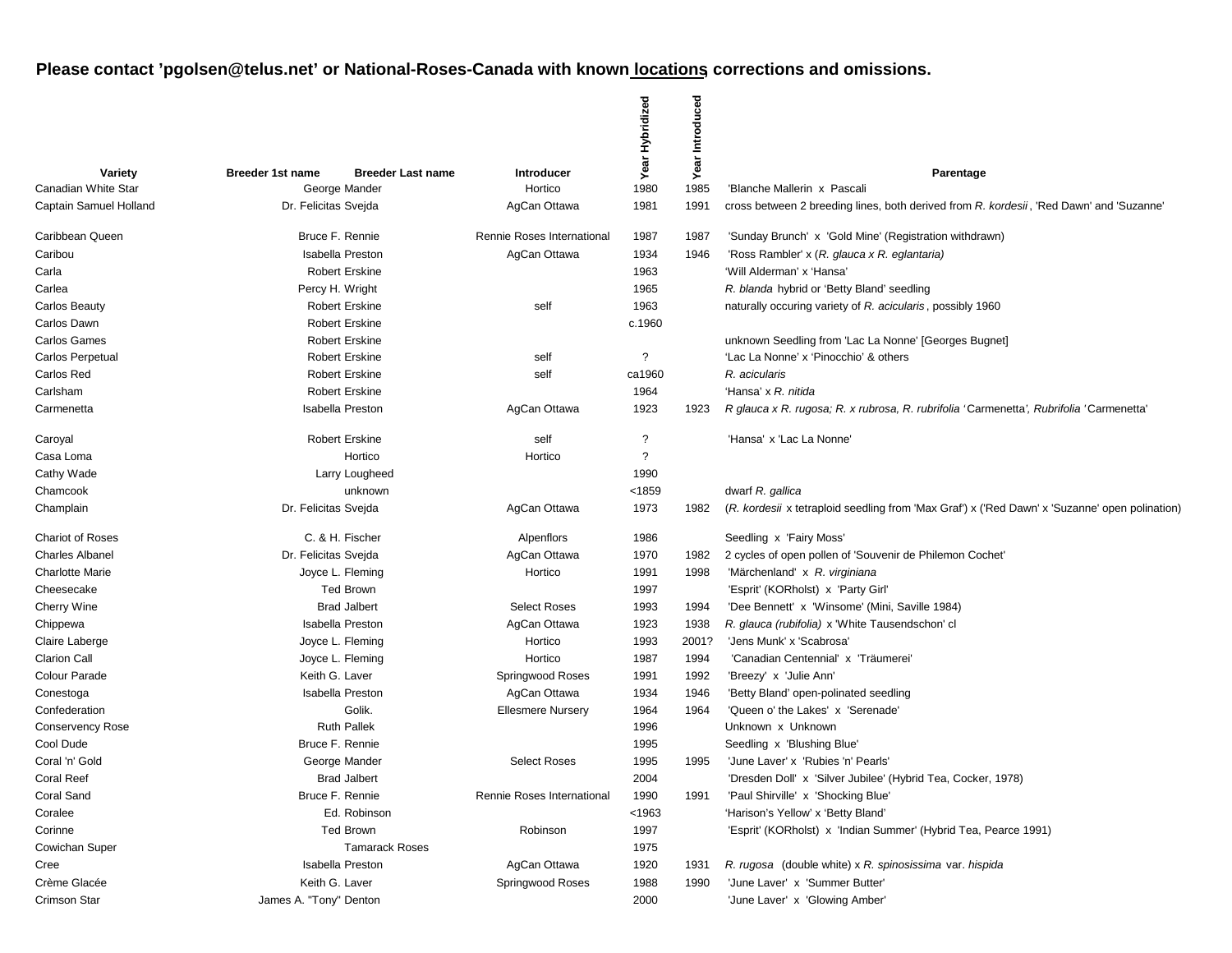**Please contact 'pgolsen@telus.net' or National-Roses-Canada with known locations, corrections and omissions.**

| Variety | Breeder 1st name | Breeder Last name | Introducer | Year Hybridized | Year Introduced | Parentage |
|---|---|---|---|---|---|---|
| Canadian White Star | George | Mander | Hortico | 1980 | 1985 | 'Blanche Mallerin x Pascali |
| Captain Samuel Holland | Dr. Felicitas | Svejda | AgCan Ottawa | 1981 | 1991 | cross between 2 breeding lines, both derived from *R. kordesii*, 'Red Dawn' and 'Suzanne' |
| Caribbean Queen | Bruce F. | Rennie | Rennie Roses International | 1987 | 1987 | 'Sunday Brunch' x 'Gold Mine' (Registration withdrawn) |
| Caribou | Isabella | Preston | AgCan Ottawa | 1934 | 1946 | 'Ross Rambler' x (*R. glauca x R. eglantaria)* |
| Carla | Robert | Erskine | | 1963 | | 'Will Alderman' x 'Hansa' |
| Carlea | Percy H. | Wright | | 1965 | | *R. blanda* hybrid or 'Betty Bland' seedling |
| Carlos Beauty | Robert | Erskine | self | 1963 | | naturally occuring variety of *R. acicularis*, possibly 1960 |
| Carlos Dawn | Robert | Erskine | | c.1960 | | |
| Carlos Games | Robert | Erskine | | | | unknown Seedling from 'Lac La Nonne' [Georges Bugnet] |
| Carlos Perpetual | Robert | Erskine | self | ? | | 'Lac La Nonne' x 'Pinocchio' & others |
| Carlos Red | Robert | Erskine | self | ca1960 | | *R. acicularis* |
| Carlsham | Robert | Erskine | | 1964 | | 'Hansa' x *R. nitida* |
| Carmenetta | Isabella | Preston | AgCan Ottawa | 1923 | 1923 | *R glauca x R. rugosa; R. x rubrosa, R. rubrifolia* 'Carmenetta', *Rubrifolia* 'Carmenetta' |
| Caroyal | Robert | Erskine | self | ? | | 'Hansa' x 'Lac La Nonne' |
| Casa Loma | | Hortico | Hortico | ? | | |
| Cathy Wade | Larry | Lougheed | | 1990 | | |
| Chamcook | | unknown | | <1859 | | dwarf *R. gallica* |
| Champlain | Dr. Felicitas | Svejda | AgCan Ottawa | 1973 | 1982 | (*R. kordesii* x tetraploid seedling from 'Max Graf') x ('Red Dawn' x 'Suzanne' open polination) |
| Chariot of Roses | C. & H. | Fischer | Alpenflors | 1986 | | Seedling x 'Fairy Moss' |
| Charles Albanel | Dr. Felicitas | Svejda | AgCan Ottawa | 1970 | 1982 | 2 cycles of open pollen of 'Souvenir de Philemon Cochet' |
| Charlotte Marie | Joyce L. | Fleming | Hortico | 1991 | 1998 | 'Märchenland' x *R. virginiana* |
| Cheesecake | Ted | Brown | | 1997 | | 'Esprit' (KORholst) x 'Party Girl' |
| Cherry Wine | Brad | Jalbert | Select Roses | 1993 | 1994 | 'Dee Bennett' x 'Winsome' (Mini, Saville 1984) |
| Chippewa | Isabella | Preston | AgCan Ottawa | 1923 | 1938 | *R. glauca (rubifolia)* x 'White Tausendschon' cl |
| Claire Laberge | Joyce L. | Fleming | Hortico | 1993 | 2001? | 'Jens Munk' x 'Scabrosa' |
| Clarion Call | Joyce L. | Fleming | Hortico | 1987 | 1994 | 'Canadian Centennial' x 'Träumerei' |
| Colour Parade | Keith G. | Laver | Springwood Roses | 1991 | 1992 | 'Breezy' x 'Julie Ann' |
| Conestoga | Isabella | Preston | AgCan Ottawa | 1934 | 1946 | 'Betty Bland' open-polinated seedling |
| Confederation | | Golik. | Ellesmere Nursery | 1964 | 1964 | 'Queen o' the Lakes' x 'Serenade' |
| Conservency Rose | Ruth | Pallek | | 1996 | | Unknown x Unknown |
| Cool Dude | Bruce F. | Rennie | | 1995 | | Seedling x 'Blushing Blue' |
| Coral 'n' Gold | George | Mander | Select Roses | 1995 | 1995 | 'June Laver' x 'Rubies 'n' Pearls' |
| Coral Reef | Brad | Jalbert | | 2004 | | 'Dresden Doll' x 'Silver Jubilee' (Hybrid Tea, Cocker, 1978) |
| Coral Sand | Bruce F. | Rennie | Rennie Roses International | 1990 | 1991 | 'Paul Shirville' x 'Shocking Blue' |
| Coralee | Ed. | Robinson | | <1963 | | 'Harison's Yellow' x 'Betty Bland' |
| Corinne | Ted | Brown | Robinson | 1997 | | 'Esprit' (KORholst) x 'Indian Summer' (Hybrid Tea, Pearce 1991) |
| Cowichan Super | | Tamarack Roses | | 1975 | | |
| Cree | Isabella | Preston | AgCan Ottawa | 1920 | 1931 | *R. rugosa* (double white) x *R. spinosissima* var. *hispida* |
| Crème Glacée | Keith G. | Laver | Springwood Roses | 1988 | 1990 | 'June Laver' x 'Summer Butter' |
| Crimson Star | James A. "Tony" | Denton | | 2000 | | 'June Laver' x 'Glowing Amber' |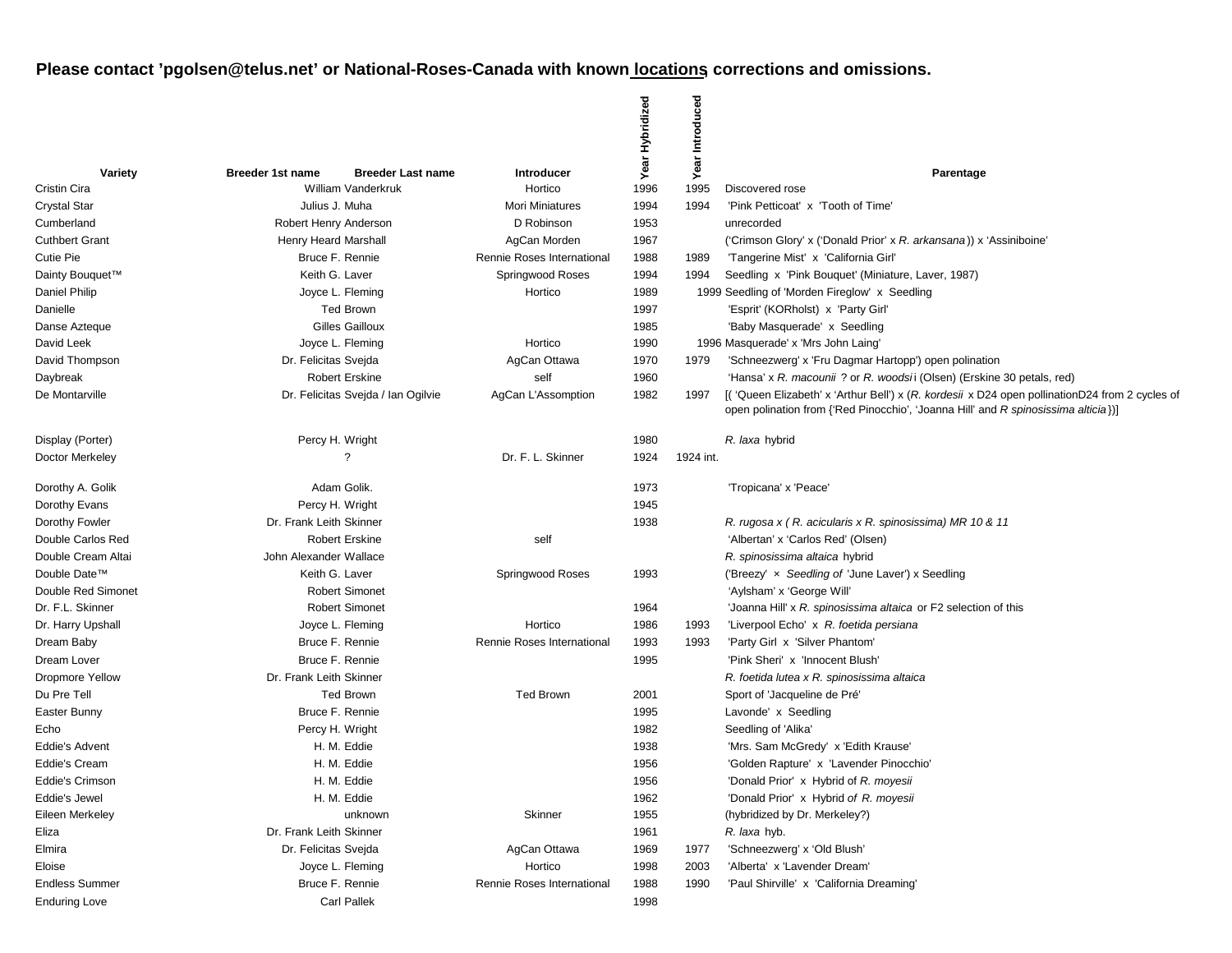**Please contact 'pgolsen@telus.net' or National-Roses-Canada with known locations, corrections and omissions.**

| Variety | Breeder 1st name | Breeder Last name | Introducer | Year Hybridized | Year Introduced | Parentage |
|---|---|---|---|---|---|---|
| Cristin Cira | William | Vanderkruk | Hortico | 1996 | 1995 | Discovered rose |
| Crystal Star | Julius J. | Muha | Mori Miniatures | 1994 | 1994 | 'Pink Petticoat' x 'Tooth of Time' |
| Cumberland | Robert Henry | Anderson | D Robinson | 1953 | | unrecorded |
| Cuthbert Grant | Henry Heard | Marshall | AgCan Morden | 1967 | | ('Crimson Glory' x ('Donald Prior' x *R. arkansana*)) x 'Assiniboine' |
| Cutie Pie | Bruce F. | Rennie | Rennie Roses International | 1988 | 1989 | 'Tangerine Mist' x 'California Girl' |
| Dainty Bouquet™ | Keith G. | Laver | Springwood Roses | 1994 | 1994 | Seedling x 'Pink Bouquet' (Miniature, Laver, 1987) |
| Daniel Philip | Joyce L. | Fleming | Hortico | 1989 | 1999 | Seedling of 'Morden Fireglow' x Seedling |
| Danielle | Ted | Brown | | 1997 | | 'Esprit' (KORholst) x 'Party Girl' |
| Danse Azteque | Gilles | Gailloux | | 1985 | | 'Baby Masquerade' x Seedling |
| David Leek | Joyce L. | Fleming | Hortico | 1990 | 1996 | Masquerade' x 'Mrs John Laing' |
| David Thompson | Dr. Felicitas | Svejda | AgCan Ottawa | 1970 | 1979 | 'Schneezwerg' x 'Fru Dagmar Hartopp') open polination |
| Daybreak | Robert | Erskine | self | 1960 | | 'Hansa' x *R. macounii* ? or *R. woodsii* (Olsen) (Erskine 30 petals, red) |
| De Montarville | Dr. Felicitas | Svejda / Ian Ogilvie | AgCan L'Assomption | 1982 | 1997 | [( 'Queen Elizabeth' x 'Arthur Bell') x (*R. kordesii* x D24 open pollinationD24 from 2 cycles of open polination from {'Red Pinocchio', 'Joanna Hill' and *R spinosissima alticia*})] |
| Display (Porter) | Percy H. | Wright | | 1980 | | *R. laxa* hybrid |
| Doctor Merkeley | | ? | Dr. F. L. Skinner | 1924 | 1924 int. | |
| Dorothy A. Golik | Adam | Golik. | | 1973 | | 'Tropicana' x 'Peace' |
| Dorothy Evans | Percy H. | Wright | | 1945 | | |
| Dorothy Fowler | Dr. Frank Leith | Skinner | | 1938 | | *R. rugosa x ( R. acicularis x R. spinosissima) MR 10 & 11* |
| Double Carlos Red | Robert | Erskine | self | | | 'Albertan' x 'Carlos Red' (Olsen) |
| Double Cream Altai | John Alexander | Wallace | | | | *R. spinosissima altaica* hybrid |
| Double Date™ | Keith G. | Laver | Springwood Roses | 1993 | | ('Breezy' × *Seedling of* 'June Laver') x Seedling |
| Double Red Simonet | Robert | Simonet | | | | 'Aylsham' x 'George Will' |
| Dr. F.L. Skinner | Robert | Simonet | | 1964 | | 'Joanna Hill' x *R. spinosissima altaica* or F2 selection of this |
| Dr. Harry Upshall | Joyce L. | Fleming | Hortico | 1986 | 1993 | 'Liverpool Echo' x *R. foetida persiana* |
| Dream Baby | Bruce F. | Rennie | Rennie Roses International | 1993 | 1993 | 'Party Girl x 'Silver Phantom' |
| Dream Lover | Bruce F. | Rennie | | 1995 | | 'Pink Sheri' x 'Innocent Blush' |
| Dropmore Yellow | Dr. Frank Leith | Skinner | | | | *R. foetida lutea x R. spinosissima altaica* |
| Du Pre Tell | Ted | Brown | Ted Brown | 2001 | | Sport of 'Jacqueline de Pré' |
| Easter Bunny | Bruce F. | Rennie | | 1995 | | Lavonde' x Seedling |
| Echo | Percy H. | Wright | | 1982 | | Seedling of 'Alika' |
| Eddie's Advent | H. M. | Eddie | | 1938 | | 'Mrs. Sam McGredy' x 'Edith Krause' |
| Eddie's Cream | H. M. | Eddie | | 1956 | | 'Golden Rapture' x 'Lavender Pinocchio' |
| Eddie's Crimson | H. M. | Eddie | | 1956 | | 'Donald Prior' x Hybrid of *R. moyesii* |
| Eddie's Jewel | H. M. | Eddie | | 1962 | | 'Donald Prior' x Hybrid *of R. moyesii* |
| Eileen Merkeley | | unknown | Skinner | 1955 | | (hybridized by Dr. Merkeley?) |
| Eliza | Dr. Frank Leith | Skinner | | 1961 | | *R. laxa* hyb. |
| Elmira | Dr. Felicitas | Svejda | AgCan Ottawa | 1969 | 1977 | 'Schneezwerg' x 'Old Blush' |
| Eloise | Joyce L. | Fleming | Hortico | 1998 | 2003 | 'Alberta' x 'Lavender Dream' |
| Endless Summer | Bruce F. | Rennie | Rennie Roses International | 1988 | 1990 | 'Paul Shirville' x 'California Dreaming' |
| Enduring Love | Carl | Pallek | | 1998 | | |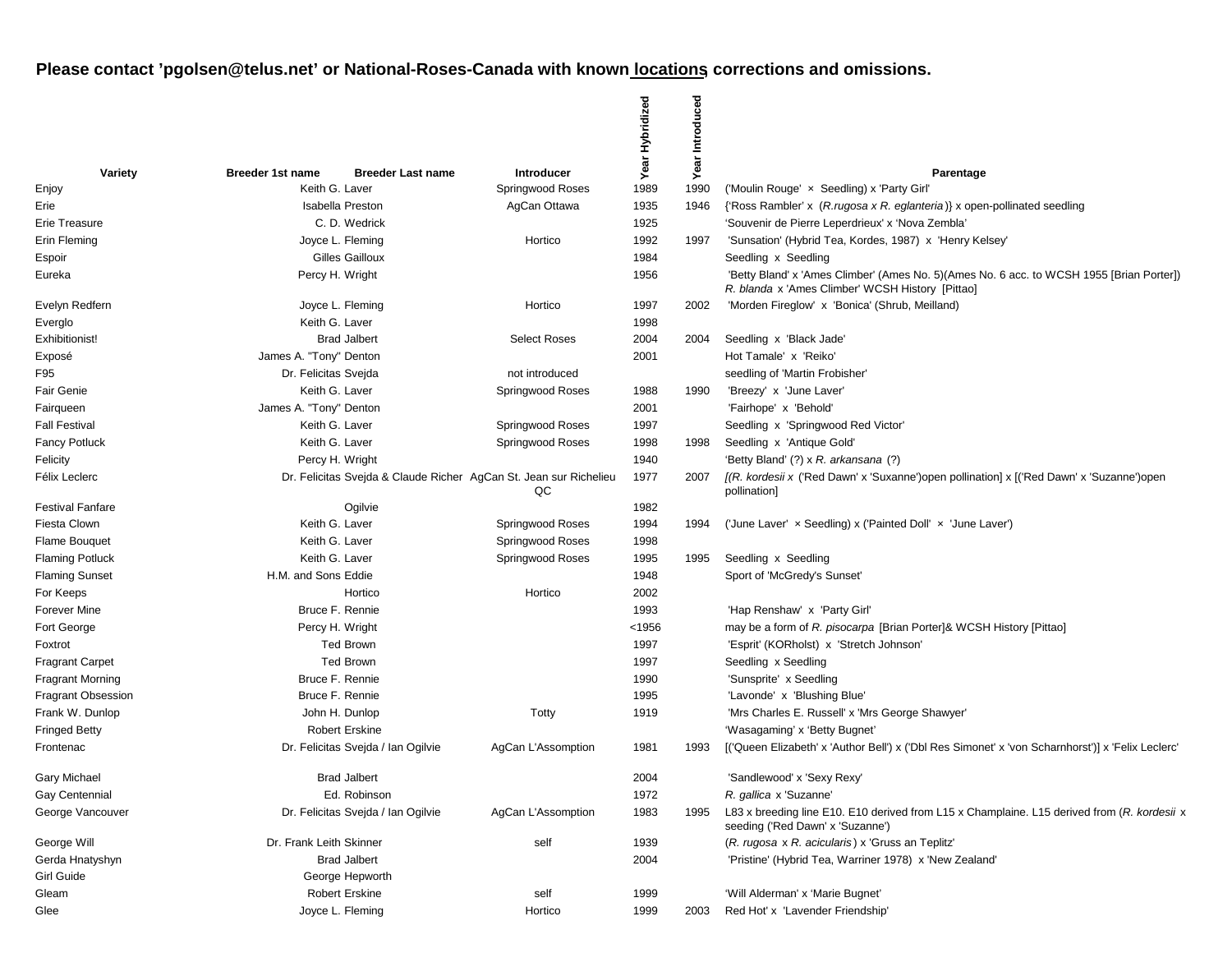**Please contact 'pgolsen@telus.net' or National-Roses-Canada with known locations, corrections and omissions.**

| Variety | Breeder 1st name | Breeder Last name | Introducer | Year Hybridized | Year Introduced | Parentage |
|---|---|---|---|---|---|---|
| Enjoy | Keith G. | Laver | Springwood Roses | 1989 | 1990 | ('Moulin Rouge' × Seedling) x 'Party Girl' |
| Erie | Isabella | Preston | AgCan Ottawa | 1935 | 1946 | {'Ross Rambler' x (*R.rugosa x R. eglanteria*)} x open-pollinated seedling |
| Erie Treasure | C. D. | Wedrick | | 1925 | | 'Souvenir de Pierre Leperdrieux' x 'Nova Zembla' |
| Erin Fleming | Joyce L. | Fleming | Hortico | 1992 | 1997 | 'Sunsation' (Hybrid Tea, Kordes, 1987) x 'Henry Kelsey' |
| Espoir | Gilles | Gailloux | | 1984 | | Seedling x Seedling |
| Eureka | Percy H. | Wright | | 1956 | | 'Betty Bland' x 'Ames Climber' (Ames No. 5)(Ames No. 6 acc. to WCSH 1955 [Brian Porter]) *R. blanda* x 'Ames Climber' WCSH History [Pittao] |
| Evelyn Redfern | Joyce L. | Fleming | Hortico | 1997 | 2002 | 'Morden Fireglow' x 'Bonica' (Shrub, Meilland) |
| Everglo | Keith G. | Laver | | 1998 | | |
| Exhibitionist! | Brad | Jalbert | Select Roses | 2004 | 2004 | Seedling x 'Black Jade' |
| Exposé | James A. "Tony" | Denton | | 2001 | | Hot Tamale' x 'Reiko' |
| F95 | Dr. Felicitas | Svejda | not introduced | | | seedling of 'Martin Frobisher' |
| Fair Genie | Keith G. | Laver | Springwood Roses | 1988 | 1990 | 'Breezy' x 'June Laver' |
| Fairqueen | James A. "Tony" | Denton | | 2001 | | 'Fairhope' x 'Behold' |
| Fall Festival | Keith G. | Laver | Springwood Roses | 1997 | | Seedling x 'Springwood Red Victor' |
| Fancy Potluck | Keith G. | Laver | Springwood Roses | 1998 | 1998 | Seedling x 'Antique Gold' |
| Felicity | Percy H. | Wright | | 1940 | | 'Betty Bland' (?) x *R. arkansana* (?) |
| Félix Leclerc | Dr. Felicitas | Svejda & Claude Richer | AgCan St. Jean sur Richelieu QC | 1977 | 2007 | *[(R. kordesii* x ('Red Dawn' x 'Suxanne')open pollination] x [('Red Dawn' x 'Suzanne')open pollination] |
| Festival Fanfare | | Ogilvie | | 1982 | | |
| Fiesta Clown | Keith G. | Laver | Springwood Roses | 1994 | 1994 | ('June Laver' × Seedling) x ('Painted Doll' × 'June Laver') |
| Flame Bouquet | Keith G. | Laver | Springwood Roses | 1998 | | |
| Flaming Potluck | Keith G. | Laver | Springwood Roses | 1995 | 1995 | Seedling x Seedling |
| Flaming Sunset | H.M. and Sons | Eddie | | 1948 | | Sport of 'McGredy's Sunset' |
| For Keeps | | Hortico | Hortico | 2002 | | |
| Forever Mine | Bruce F. | Rennie | | 1993 | | 'Hap Renshaw' x 'Party Girl' |
| Fort George | Percy H. | Wright | | <1956 | | may be a form of *R. pisocarpa* [Brian Porter]& WCSH History [Pittao] |
| Foxtrot | Ted | Brown | | 1997 | | 'Esprit' (KORholst) x 'Stretch Johnson' |
| Fragrant Carpet | Ted | Brown | | 1997 | | Seedling x Seedling |
| Fragrant Morning | Bruce F. | Rennie | | 1990 | | 'Sunsprite' x Seedling |
| Fragrant Obsession | Bruce F. | Rennie | | 1995 | | 'Lavonde' x 'Blushing Blue' |
| Frank W. Dunlop | John H. | Dunlop | Totty | 1919 | | 'Mrs Charles E. Russell' x 'Mrs George Shawyer' |
| Fringed Betty | Robert | Erskine | | | | 'Wasagaming' x 'Betty Bugnet' |
| Frontenac | Dr. Felicitas | Svejda / Ian Ogilvie | AgCan L'Assomption | 1981 | 1993 | [('Queen Elizabeth' x 'Author Bell') x ('Dbl Res Simonet' x 'von Scharnhorst')] x 'Felix Leclerc' |
| Gary Michael | Brad | Jalbert | | 2004 | | 'Sandlewood' x 'Sexy Rexy' |
| Gay Centennial | Ed. | Robinson | | 1972 | | *R. gallica* x 'Suzanne' |
| George Vancouver | Dr. Felicitas | Svejda / Ian Ogilvie | AgCan L'Assomption | 1983 | 1995 | L83 x breeding line E10. E10 derived from L15 x Champlaine. L15 derived from (*R. kordesii* x seeding ('Red Dawn' x 'Suzanne') |
| George Will | Dr. Frank Leith | Skinner | self | 1939 | | (*R. rugosa* x *R. acicularis*) x 'Gruss an Teplitz' |
| Gerda Hnatyshyn | Brad | Jalbert | | 2004 | | 'Pristine' (Hybrid Tea, Warriner 1978) x 'New Zealand' |
| Girl Guide | George | Hepworth | | | | |
| Gleam | Robert | Erskine | self | 1999 | | 'Will Alderman' x 'Marie Bugnet' |
| Glee | Joyce L. | Fleming | Hortico | 1999 | 2003 | Red Hot' x 'Lavender Friendship' |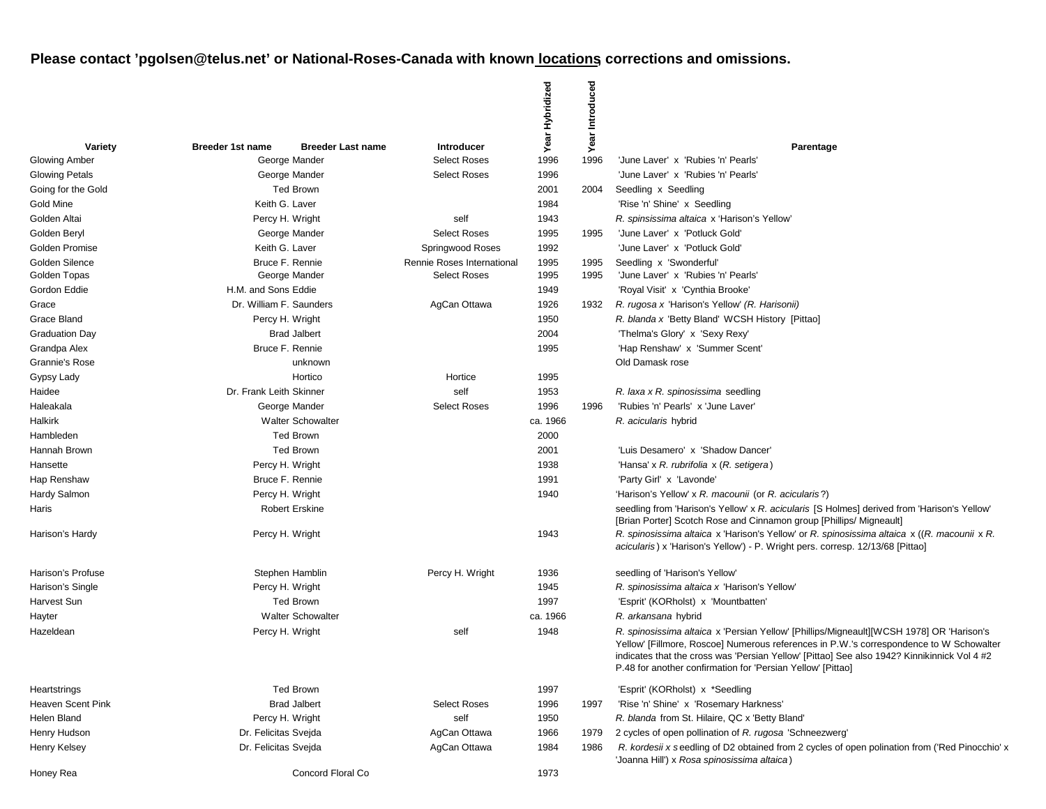**Please contact 'pgolsen@telus.net' or National-Roses-Canada with known locations, corrections and omissions.**

| Variety | Breeder 1st name | Breeder Last name | Introducer | Year Hybridized | Year Introduced | Parentage |
|---|---|---|---|---|---|---|
| Glowing Amber | George | Mander | Select Roses | 1996 | 1996 | 'June Laver' x 'Rubies 'n' Pearls' |
| Glowing Petals | George | Mander | Select Roses | 1996 | | 'June Laver' x 'Rubies 'n' Pearls' |
| Going for the Gold | Ted | Brown | | 2001 | 2004 | Seedling x Seedling |
| Gold Mine | Keith G. | Laver | | 1984 | | 'Rise 'n' Shine' x Seedling |
| Golden Altai | Percy H. | Wright | self | 1943 | | *R. spinsissima altaica* x 'Harison's Yellow' |
| Golden Beryl | George | Mander | Select Roses | 1995 | 1995 | 'June Laver' x 'Potluck Gold' |
| Golden Promise | Keith G. | Laver | Springwood Roses | 1992 | | 'June Laver' x 'Potluck Gold' |
| Golden Silence | Bruce F. | Rennie | Rennie Roses International | 1995 | 1995 | Seedling x 'Swonderful' |
| Golden Topas | George | Mander | Select Roses | 1995 | 1995 | 'June Laver' x 'Rubies 'n' Pearls' |
| Gordon Eddie | H.M. and Sons | Eddie | | 1949 | | 'Royal Visit' x 'Cynthia Brooke' |
| Grace | Dr. William F. | Saunders | AgCan Ottawa | 1926 | 1932 | *R. rugosa x* 'Harison's Yellow' *(R. Harisonii)* |
| Grace Bland | Percy H. | Wright | | 1950 | | *R. blanda x* 'Betty Bland' WCSH History [Pittao] |
| Graduation Day | Brad | Jalbert | | 2004 | | 'Thelma's Glory' x 'Sexy Rexy' |
| Grandpa Alex | Bruce F. | Rennie | | 1995 | | 'Hap Renshaw' x 'Summer Scent' |
| Grannie's Rose | | unknown | | | | Old Damask rose |
| Gypsy Lady | | Hortico | Hortice | 1995 | | |
| Haidee | Dr. Frank Leith | Skinner | self | 1953 | | *R. laxa x R. spinosissima* seedling |
| Haleakala | George | Mander | Select Roses | 1996 | 1996 | 'Rubies 'n' Pearls' x 'June Laver' |
| Halkirk | Walter | Schowalter | | ca. 1966 | | *R. acicularis* hybrid |
| Hambleden | Ted | Brown | | 2000 | | |
| Hannah Brown | Ted | Brown | | 2001 | | 'Luis Desamero' x 'Shadow Dancer' |
| Hansette | Percy H. | Wright | | 1938 | | 'Hansa' x *R. rubrifolia* x (*R. setigera*) |
| Hap Renshaw | Bruce F. | Rennie | | 1991 | | 'Party Girl' x 'Lavonde' |
| Hardy Salmon | Percy H. | Wright | | 1940 | | 'Harison's Yellow' x *R. macounii* (or *R. acicularis*?) |
| Haris | Robert | Erskine | | | | seedling from 'Harison's Yellow' x *R. acicularis* [S Holmes] derived from 'Harison's Yellow' [Brian Porter] Scotch Rose and Cinnamon group [Phillips/ Migneault] |
| Harison's Hardy | Percy H. | Wright | | 1943 | | *R. spinosissima altaica* x 'Harison's Yellow' or *R. spinosissima altaica* x ((*R. macounii* x *R. acicularis*) x 'Harison's Yellow') - P. Wright pers. corresp. 12/13/68 [Pittao] |
| Harison's Profuse | Stephen | Hamblin | Percy H. Wright | 1936 | | seedling of 'Harison's Yellow' |
| Harison's Single | Percy H. | Wright | | 1945 | | *R. spinosissima altaica x* 'Harison's Yellow' |
| Harvest Sun | Ted | Brown | | 1997 | | 'Esprit' (KORholst) x 'Mountbatten' |
| Hayter | Walter | Schowalter | | ca. 1966 | | *R. arkansana* hybrid |
| Hazeldean | Percy H. | Wright | self | 1948 | | *R. spinosissima altaica* x 'Persian Yellow' [Phillips/Migneault][WCSH 1978] OR 'Harison's Yellow' [Fillmore, Roscoe] Numerous references in P.W.'s correspondence to W Schowalter indicates that the cross was 'Persian Yellow' [Pittao] See also 1942? Kinnikinnick Vol 4 #2 P.48 for another confirmation for 'Persian Yellow' [Pittao] |
| Heartstrings | Ted | Brown | | 1997 | | 'Esprit' (KORholst) x *Seedling |
| Heaven Scent Pink | Brad | Jalbert | Select Roses | 1996 | 1997 | 'Rise 'n' Shine' x 'Rosemary Harkness' |
| Helen Bland | Percy H. | Wright | self | 1950 | | *R. blanda* from St. Hilaire, QC x 'Betty Bland' |
| Henry Hudson | Dr. Felicitas | Svejda | AgCan Ottawa | 1966 | 1979 | 2 cycles of open pollination of *R. rugosa* 'Schneezwerg' |
| Henry Kelsey | Dr. Felicitas | Svejda | AgCan Ottawa | 1984 | 1986 | *R. kordesii x s* eedling of D2 obtained from 2 cycles of open polination from ('Red Pinocchio' x 'Joanna Hill') x *Rosa spinosissima altaica*) |
| Honey Rea | | Concord Floral Co | | 1973 | | |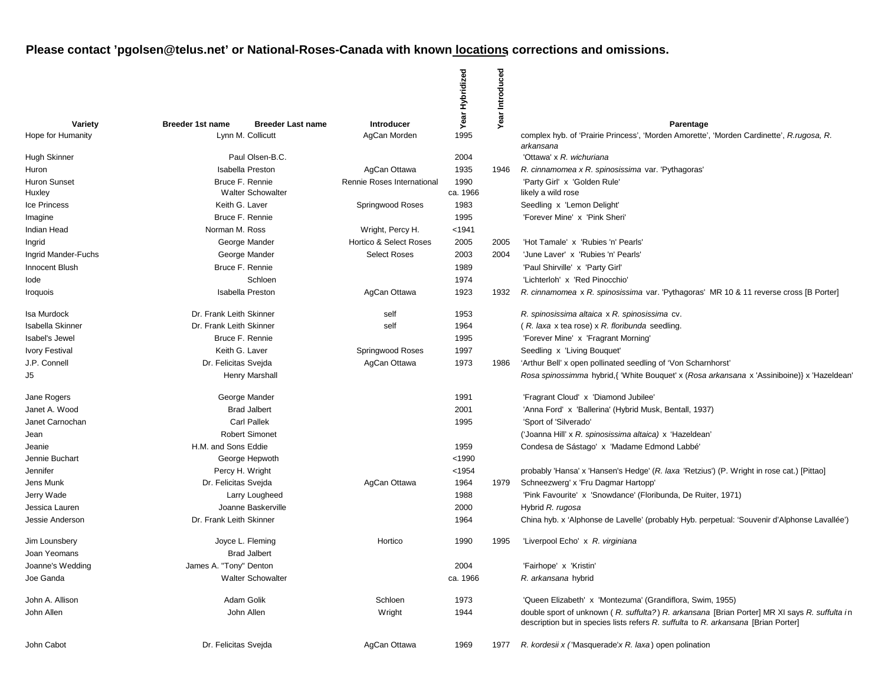**Please contact 'pgolsen@telus.net' or National-Roses-Canada with known locations, corrections and omissions.**

| Variety | Breeder 1st name | Breeder Last name | Introducer | Year Hybridized | Year Introduced | Parentage |
|---|---|---|---|---|---|---|
| Hope for Humanity | Lynn M. | Collicutt | AgCan Morden | 1995 | | complex hyb. of 'Prairie Princess', 'Morden Amorette', 'Morden Cardinette', *R.rugosa, R. arkansana* |
| Hugh Skinner | Paul | Olsen-B.C. | | 2004 | | 'Ottawa' x *R. wichuriana* |
| Huron | Isabella | Preston | AgCan Ottawa | 1935 | 1946 | *R. cinnamomea x R. spinosissima* var. 'Pythagoras' |
| Huron Sunset | Bruce F. | Rennie | Rennie Roses International | 1990 | | 'Party Girl' x 'Golden Rule' |
| Huxley | Walter | Schowalter | | ca. 1966 | | likely a wild rose |
| Ice Princess | Keith G. | Laver | Springwood Roses | 1983 | | Seedling x 'Lemon Delight' |
| Imagine | Bruce F. | Rennie | | 1995 | | 'Forever Mine' x 'Pink Sheri' |
| Indian Head | Norman M. | Ross | Wright, Percy H. | <1941 | | |
| Ingrid | George | Mander | Hortico & Select Roses | 2005 | 2005 | 'Hot Tamale' x 'Rubies 'n' Pearls' |
| Ingrid Mander-Fuchs | George | Mander | Select Roses | 2003 | 2004 | 'June Laver' x 'Rubies 'n' Pearls' |
| Innocent Blush | Bruce F. | Rennie | | 1989 | | 'Paul Shirville' x 'Party Girl' |
| Iode | | Schloen | | 1974 | | 'Lichterloh' x 'Red Pinocchio' |
| Iroquois | Isabella | Preston | AgCan Ottawa | 1923 | 1932 | *R. cinnamomea* x *R. spinosissima* var. 'Pythagoras' MR 10 & 11 reverse cross [B Porter] |
| Isa Murdock | Dr. Frank Leith | Skinner | self | 1953 | | *R. spinosissima altaica* x *R. spinosissima* cv. |
| Isabella Skinner | Dr. Frank Leith | Skinner | self | 1964 | | ( *R. laxa* x tea rose) x *R. floribunda* seedling. |
| Isabel's Jewel | Bruce F. | Rennie | | 1995 | | 'Forever Mine' x 'Fragrant Morning' |
| Ivory Festival | Keith G. | Laver | Springwood Roses | 1997 | | Seedling x 'Living Bouquet' |
| J.P. Connell | Dr. Felicitas | Svejda | AgCan Ottawa | 1973 | 1986 | 'Arthur Bell' x open pollinated seedling of 'Von Scharnhorst' |
| J5 | Henry | Marshall | | | | *Rosa spinossimma* hybrid,{ 'White Bouquet' x (*Rosa arkansana* x 'Assiniboine)} x 'Hazeldean' |
| Jane Rogers | George | Mander | | 1991 | | 'Fragrant Cloud' x 'Diamond Jubilee' |
| Janet A. Wood | Brad | Jalbert | | 2001 | | 'Anna Ford' x 'Ballerina' (Hybrid Musk, Bentall, 1937) |
| Janet Carnochan | Carl | Pallek | | 1995 | | 'Sport of 'Silverado' |
| Jean | Robert | Simonet | | | | ('Joanna Hill' x *R. spinosissima altaica)* x 'Hazeldean' |
| Jeanie | H.M. and Sons | Eddie | | 1959 | | Condesa de Sástago' x 'Madame Edmond Labbé' |
| Jennie Buchart | George | Hepwoth | | <1990 | | |
| Jennifer | Percy H. | Wright | | <1954 | | probably 'Hansa' x 'Hansen's Hedge' (*R. laxa* 'Retzius') (P. Wright in rose cat.) [Pittao] |
| Jens Munk | Dr. Felicitas | Svejda | AgCan Ottawa | 1964 | 1979 | Schneezwerg' x 'Fru Dagmar Hartopp' |
| Jerry Wade | Larry | Lougheed | | 1988 | | 'Pink Favourite' x 'Snowdance' (Floribunda, De Ruiter, 1971) |
| Jessica Lauren | Joanne | Baskerville | | 2000 | | Hybrid *R. rugosa* |
| Jessie Anderson | Dr. Frank Leith | Skinner | | 1964 | | China hyb. x 'Alphonse de Lavelle' (probably Hyb. perpetual: 'Souvenir d'Alphonse Lavallée') |
| Jim Lounsbery | Joyce L. | Fleming | Hortico | 1990 | 1995 | 'Liverpool Echo' x *R. virginiana* |
| Joan Yeomans | Brad | Jalbert | | | | |
| Joanne's Wedding | James A. "Tony" | Denton | | 2004 | | 'Fairhope' x 'Kristin' |
| Joe Ganda | Walter | Schowalter | | ca. 1966 | | *R. arkansana* hybrid |
| John A. Allison | Adam | Golik | Schloen | 1973 | | 'Queen Elizabeth' x 'Montezuma' (Grandiflora, Swim, 1955) |
| John Allen | John | Allen | Wright | 1944 | | double sport of unknown ( *R. suffulta?* ) *R. arkansana* [Brian Porter] MR XI says *R. suffulta* in description but in species lists refers *R. suffulta* to *R. arkansana* [Brian Porter] |
| John Cabot | Dr. Felicitas | Svejda | AgCan Ottawa | 1969 | 1977 | *R. kordesii x (* 'Masquerade'x *R. laxa* ) open polination |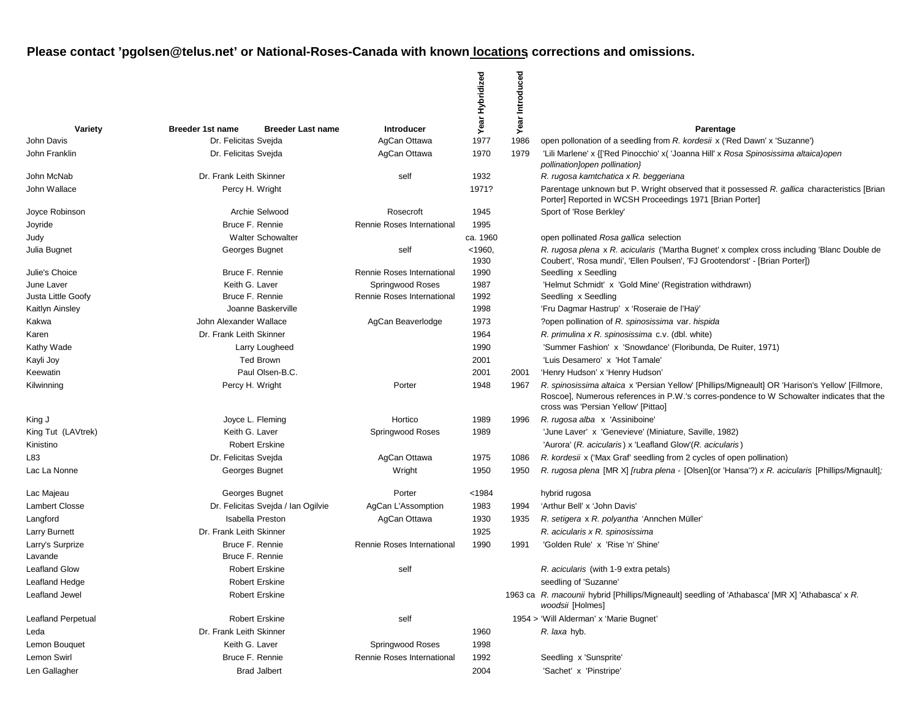**Please contact 'pgolsen@telus.net' or National-Roses-Canada with known locations, corrections and omissions.**

| Variety | Breeder 1st name | Breeder Last name | Introducer | Year Hybridized | Year Introduced | Parentage |
|---|---|---|---|---|---|---|
| John Davis | Dr. Felicitas | Svejda | AgCan Ottawa | 1977 | 1986 | open pollonation of a seedling from *R. kordesii* x ('Red Dawn' x 'Suzanne') |
| John Franklin | Dr. Felicitas | Svejda | AgCan Ottawa | 1970 | 1979 | 'Lili Marlene' x {['Red Pinocchio' x( 'Joanna Hill' x *Rosa Spinosissima altaica)open pollination]open pollination}* |
| John McNab | Dr. Frank Leith | Skinner | self | 1932 | | *R. rugosa kamtchatica x R. beggeriana* |
| John Wallace | Percy H. | Wright | | 1971? | | Parentage unknown but P. Wright observed that it possessed *R. gallica* characteristics [Brian Porter] Reported in WCSH Proceedings 1971 [Brian Porter] |
| Joyce Robinson | Archie | Selwood | Rosecroft | 1945 | | Sport of 'Rose Berkley' |
| Joyride | Bruce F. | Rennie | Rennie Roses International | 1995 | | |
| Judy | Walter | Schowalter | | ca. 1960 | | open pollinated *Rosa gallica* selection |
| Julia Bugnet | Georges | Bugnet | self | <1960, 1930 | | *R. rugosa plena* x *R. acicularis* ('Martha Bugnet' x complex cross including 'Blanc Double de Coubert', 'Rosa mundi', 'Ellen Poulsen', 'FJ Grootendorst' - [Brian Porter]) |
| Julie's Choice | Bruce F. | Rennie | Rennie Roses International | 1990 | | Seedling x Seedling |
| June Laver | Keith G. | Laver | Springwood Roses | 1987 | | 'Helmut Schmidt' x 'Gold Mine' (Registration withdrawn) |
| Justa Little Goofy | Bruce F. | Rennie | Rennie Roses International | 1992 | | Seedling x Seedling |
| Kaitlyn Ainsley | Joanne | Baskerville | | 1998 | | 'Fru Dagmar Hastrup' x 'Roseraie de l'Haÿ' |
| Kakwa | John Alexander | Wallace | AgCan Beaverlodge | 1973 | | ?open pollination of *R. spinosissima* var. *hispida* |
| Karen | Dr. Frank Leith | Skinner | | 1964 | | *R. primulina x R. spinosissima* c.v. (dbl. white) |
| Kathy Wade | Larry | Lougheed | | 1990 | | 'Summer Fashion' x 'Snowdance' (Floribunda, De Ruiter, 1971) |
| Kayli Joy | Ted | Brown | | 2001 | | 'Luis Desamero' x 'Hot Tamale' |
| Keewatin | Paul | Olsen-B.C. | | 2001 | 2001 | 'Henry Hudson' x 'Henry Hudson' |
| Kilwinning | Percy H. | Wright | Porter | 1948 | 1967 | *R. spinosissima altaica* x 'Persian Yellow' [Phillips/Migneault] OR 'Harison's Yellow' [Fillmore, Roscoe], Numerous references in P.W.'s corres-pondence to W Schowalter indicates that the cross was 'Persian Yellow' [Pittao] |
| King J | Joyce L. | Fleming | Hortico | 1989 | 1996 | *R. rugosa alba* x 'Assiniboine' |
| King Tut (LAVtrek) | Keith G. | Laver | Springwood Roses | 1989 | | 'June Laver' x 'Genevieve' (Miniature, Saville, 1982) |
| Kinistino | Robert | Erskine | | | | 'Aurora' (*R. acicularis*) x 'Leafland Glow'(*R. acicularis*) |
| L83 | Dr. Felicitas | Svejda | AgCan Ottawa | 1975 | 1086 | *R. kordesii* x ('Max Graf' seedling from 2 cycles of open pollination) |
| Lac La Nonne | Georges | Bugnet | Wright | 1950 | 1950 | *R. rugosa plena* [MR X] *[rubra plena* - [Olsen](or 'Hansa'?) *x R. acicularis* [Phillips/Mignault]; |
| Lac Majeau | Georges | Bugnet | Porter | <1984 | | hybrid rugosa |
| Lambert Closse | Dr. Felicitas | Svejda / Ian Ogilvie | AgCan L'Assomption | 1983 | 1994 | 'Arthur Bell' x 'John Davis' |
| Langford | Isabella | Preston | AgCan Ottawa | 1930 | 1935 | *R. setigera* x *R. polyantha* 'Annchen Müller' |
| Larry Burnett | Dr. Frank Leith | Skinner | | 1925 | | *R. acicularis x R. spinosissima* |
| Larry's Surprize | Bruce F. | Rennie | Rennie Roses International | 1990 | 1991 | 'Golden Rule' x 'Rise 'n' Shine' |
| Lavande | Bruce F. | Rennie | | | | |
| Leafland Glow | Robert | Erskine | self | | | *R. acicularis* (with 1-9 extra petals) |
| Leafland Hedge | Robert | Erskine | | | | seedling of 'Suzanne' |
| Leafland Jewel | Robert | Erskine | | | 1963 ca | *R. macounii* hybrid [Phillips/Migneault] seedling of 'Athabasca' [MR X] 'Athabasca' x *R. woodsii* [Holmes] |
| Leafland Perpetual | Robert | Erskine | self | | 1954 > | 'Will Alderman' x 'Marie Bugnet' |
| Leda | Dr. Frank Leith | Skinner | | 1960 | | *R. laxa* hyb. |
| Lemon Bouquet | Keith G. | Laver | Springwood Roses | 1998 | | |
| Lemon Swirl | Bruce F. | Rennie | Rennie Roses International | 1992 | | Seedling x 'Sunsprite' |
| Len Gallagher | Brad | Jalbert | | 2004 | | 'Sachet' x 'Pinstripe' |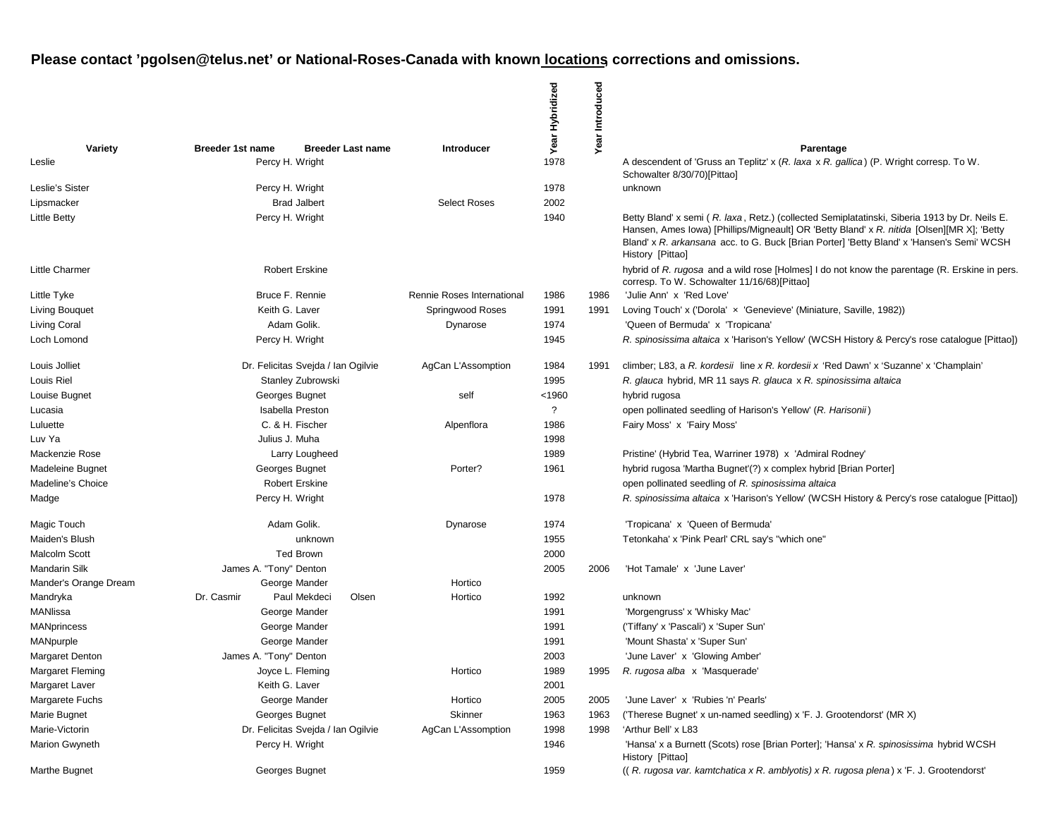**Please contact 'pgolsen@telus.net' or National-Roses-Canada with known locations, corrections and omissions.**

| Variety | Breeder 1st name | Breeder Last name | Introducer | Year Hybridized | Year Introduced | Parentage |
|---|---|---|---|---|---|---|
| Leslie | Percy H. | Wright | | 1978 | | A descendent of 'Gruss an Teplitz' x (*R. laxa* x *R. gallica*) (P. Wright corresp. To W. Schowalter 8/30/70)[Pittao] |
| Leslie's Sister | Percy H. | Wright | | 1978 | | unknown |
| Lipsmacker | Brad | Jalbert | Select Roses | 2002 | | |
| Little Betty | Percy H. | Wright | | 1940 | | Betty Bland' x semi ( *R. laxa*, Retz.) (collected Semiplatatinski, Siberia 1913 by Dr. Neils E. Hansen, Ames Iowa) [Phillips/Migneault] OR 'Betty Bland' x *R. nitida* [Olsen][MR X]; 'Betty Bland' x *R. arkansana* acc. to G. Buck [Brian Porter] 'Betty Bland' x 'Hansen's Semi' WCSH History [Pittao] |
| Little Charmer | Robert | Erskine | | | | hybrid of *R. rugosa* and a wild rose [Holmes] I do not know the parentage (R. Erskine in pers. corresp. To W. Schowalter 11/16/68)[Pittao] |
| Little Tyke | Bruce F. | Rennie | Rennie Roses International | 1986 | 1986 | 'Julie Ann' x 'Red Love' |
| Living Bouquet | Keith G. | Laver | Springwood Roses | 1991 | 1991 | Loving Touch' x ('Dorola' × 'Genevieve' (Miniature, Saville, 1982)) |
| Living Coral | Adam | Golik. | Dynarose | 1974 | | 'Queen of Bermuda' x 'Tropicana' |
| Loch Lomond | Percy H. | Wright | | 1945 | | *R. spinosissima altaica* x 'Harison's Yellow' (WCSH History & Percy's rose catalogue [Pittao]) |
| Louis Jolliet | Dr. Felicitas | Svejda / Ian Ogilvie | AgCan L'Assomption | 1984 | 1991 | climber; L83, a *R. kordesii* line *x R. kordesii x* 'Red Dawn' x 'Suzanne' x 'Champlain' |
| Louis Riel | Stanley | Zubrowski | | 1995 | | *R. glauca* hybrid, MR 11 says *R. glauca* x *R. spinosissima altaica* |
| Louise Bugnet | Georges | Bugnet | self | <1960 | | hybrid rugosa |
| Lucasia | Isabella | Preston | | ? | | open pollinated seedling of Harison's Yellow' (*R. Harisonii*) |
| Luluette | C. & H. | Fischer | Alpenflora | 1986 | | Fairy Moss' x 'Fairy Moss' |
| Luv Ya | Julius J. | Muha | | 1998 | | |
| Mackenzie Rose | Larry | Lougheed | | 1989 | | Pristine' (Hybrid Tea, Warriner 1978) x 'Admiral Rodney' |
| Madeleine Bugnet | Georges | Bugnet | Porter? | 1961 | | hybrid rugosa 'Martha Bugnet'(?) x complex hybrid [Brian Porter] |
| Madeline's Choice | Robert | Erskine | | | | open pollinated seedling of *R. spinosissima altaica* |
| Madge | Percy H. | Wright | | 1978 | | *R. spinosissima altaica* x 'Harison's Yellow' (WCSH History & Percy's rose catalogue [Pittao]) |
| Magic Touch | Adam | Golik. | Dynarose | 1974 | | 'Tropicana' x 'Queen of Bermuda' |
| Maiden's Blush | | unknown | | 1955 | | Tetonkaha' x 'Pink Pearl' CRL say's "which one" |
| Malcolm Scott | Ted | Brown | | 2000 | | |
| Mandarin Silk | James A. "Tony" | Denton | | 2005 | 2006 | 'Hot Tamale' x 'June Laver' |
| Mander's Orange Dream | George | Mander | Hortico | | | |
| Mandryka | Dr. Casmir | Paul Mekdeci Olsen | Hortico | 1992 | | unknown |
| MANlissa | George | Mander | | 1991 | | 'Morgengruss' x 'Whisky Mac' |
| MANprincess | George | Mander | | 1991 | | ('Tiffany' x 'Pascali') x 'Super Sun' |
| MANpurple | George | Mander | | 1991 | | 'Mount Shasta' x 'Super Sun' |
| Margaret Denton | James A. "Tony" | Denton | | 2003 | | 'June Laver' x 'Glowing Amber' |
| Margaret Fleming | Joyce L. | Fleming | Hortico | 1989 | 1995 | *R. rugosa alba* x 'Masquerade' |
| Margaret Laver | Keith G. | Laver | | 2001 | | |
| Margarete Fuchs | George | Mander | Hortico | 2005 | 2005 | 'June Laver' x 'Rubies 'n' Pearls' |
| Marie Bugnet | Georges | Bugnet | Skinner | 1963 | 1963 | ('Therese Bugnet' x un-named seedling) x 'F. J. Grootendorst' (MR X) |
| Marie-Victorin | Dr. Felicitas | Svejda / Ian Ogilvie | AgCan L'Assomption | 1998 | 1998 | 'Arthur Bell' x L83 |
| Marion Gwyneth | Percy H. | Wright | | 1946 | | 'Hansa' x a Burnett (Scots) rose [Brian Porter]; 'Hansa' x *R. spinosissima* hybrid WCSH History [Pittao] |
| Marthe Bugnet | Georges | Bugnet | | 1959 | | (( *R. rugosa var. kamtchatica x R. amblyotis) x R. rugosa plena*) x 'F. J. Grootendorst' |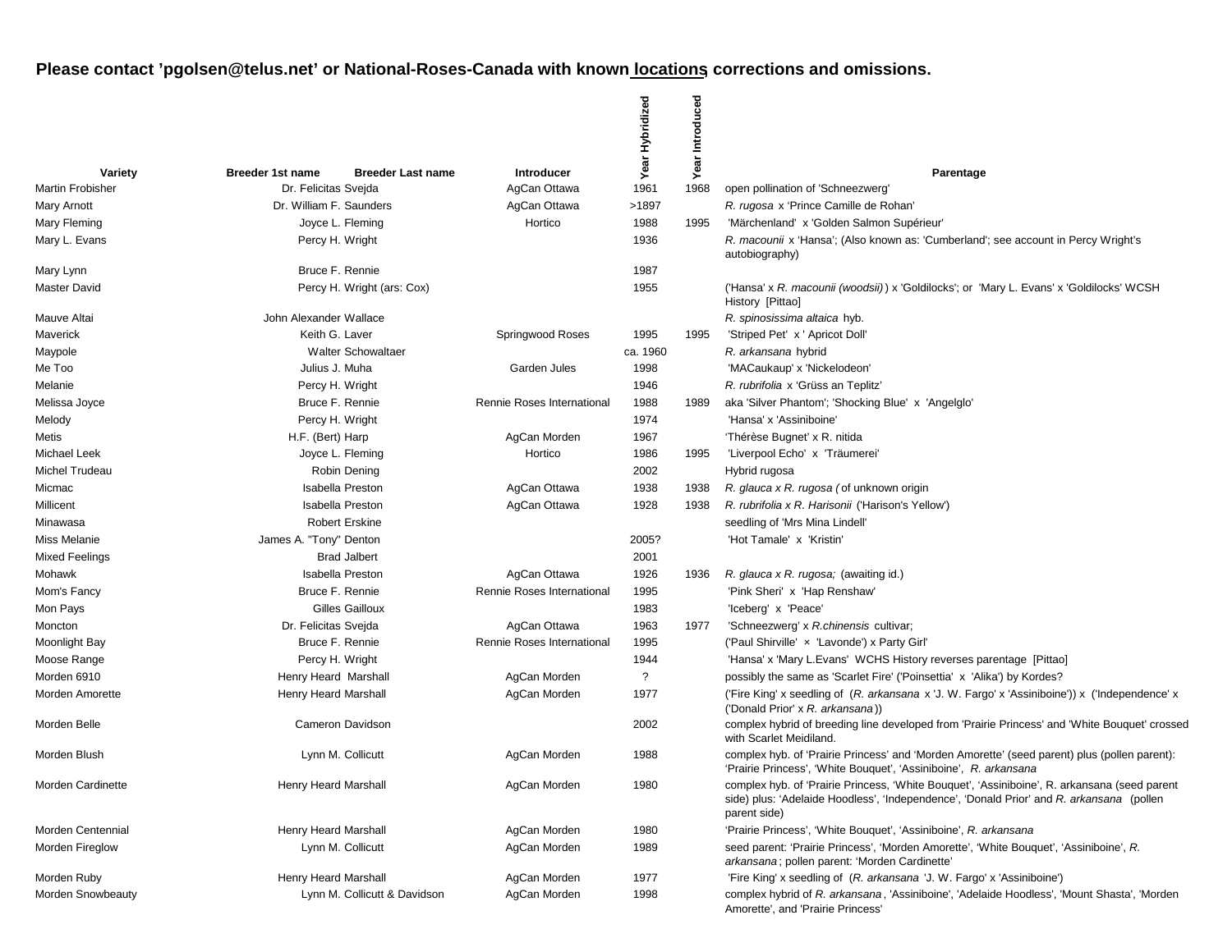**Please contact 'pgolsen@telus.net' or National-Roses-Canada with known locations, corrections and omissions.**

| Variety | Breeder 1st name | Breeder Last name | Introducer | Year Hybridized | Year Introduced | Parentage |
|---|---|---|---|---|---|---|
| Martin Frobisher | Dr. Felicitas | Svejda | AgCan Ottawa | 1961 | 1968 | open pollination of 'Schneezwerg' |
| Mary Arnott | Dr. William F. | Saunders | AgCan Ottawa | >1897 | | *R. rugosa* x 'Prince Camille de Rohan' |
| Mary Fleming | Joyce L. | Fleming | Hortico | 1988 | 1995 | 'Märchenland' x 'Golden Salmon Supérieur' |
| Mary L. Evans | Percy H. | Wright | | 1936 | | *R. macounii* x 'Hansa'; (Also known as: 'Cumberland'; see account in Percy Wright's autobiography) |
| Mary Lynn | Bruce F. | Rennie | | 1987 | | |
| Master David | Percy H. | Wright (ars: Cox) | | 1955 | | ('Hansa' x *R. macounii (woodsii)*) x 'Goldilocks'; or 'Mary L. Evans' x 'Goldilocks' WCSH History [Pittao] |
| Mauve Altai | John Alexander | Wallace | | | | *R. spinosissima altaica* hyb. |
| Maverick | Keith G. | Laver | Springwood Roses | 1995 | 1995 | 'Striped Pet' x ' Apricot Doll' |
| Maypole | Walter | Schowaltaer | | ca. 1960 | | *R. arkansana* hybrid |
| Me Too | Julius J. | Muha | Garden Jules | 1998 | | 'MACaukaup' x 'Nickelodeon' |
| Melanie | Percy H. | Wright | | 1946 | | *R. rubrifolia* x 'Grüss an Teplitz' |
| Melissa Joyce | Bruce F. | Rennie | Rennie Roses International | 1988 | 1989 | aka 'Silver Phantom'; 'Shocking Blue' x 'Angelglo' |
| Melody | Percy H. | Wright | | 1974 | | 'Hansa' x 'Assiniboine' |
| Metis | H.F. (Bert) | Harp | AgCan Morden | 1967 | | 'Thérèse Bugnet' x R. nitida |
| Michael Leek | Joyce L. | Fleming | Hortico | 1986 | 1995 | 'Liverpool Echo' x 'Träumerei' |
| Michel Trudeau | Robin | Dening | | 2002 | | Hybrid rugosa |
| Micmac | Isabella | Preston | AgCan Ottawa | 1938 | 1938 | *R. glauca x R. rugosa (* of unknown origin |
| Millicent | Isabella | Preston | AgCan Ottawa | 1928 | 1938 | *R. rubrifolia x R. Harisonii* ('Harison's Yellow') |
| Minawasa | Robert | Erskine | | | | seedling of 'Mrs Mina Lindell' |
| Miss Melanie | James A. "Tony" | Denton | | 2005? | | 'Hot Tamale' x 'Kristin' |
| Mixed Feelings | Brad | Jalbert | | 2001 | | |
| Mohawk | Isabella | Preston | AgCan Ottawa | 1926 | 1936 | *R. glauca x R. rugosa;* (awaiting id.) |
| Mom's Fancy | Bruce F. | Rennie | Rennie Roses International | 1995 | | 'Pink Sheri' x 'Hap Renshaw' |
| Mon Pays | Gilles | Gailloux | | 1983 | | 'Iceberg' x 'Peace' |
| Moncton | Dr. Felicitas | Svejda | AgCan Ottawa | 1963 | 1977 | 'Schneezwerg' x *R.chinensis* cultivar; |
| Moonlight Bay | Bruce F. | Rennie | Rennie Roses International | 1995 | | ('Paul Shirville' × 'Lavonde') x Party Girl' |
| Moose Range | Percy H. | Wright | | 1944 | | 'Hansa' x 'Mary L.Evans' WCHS History reverses parentage [Pittao] |
| Morden 6910 | Henry Heard | Marshall | AgCan Morden | ? | | possibly the same as 'Scarlet Fire' ('Poinsettia' x 'Alika') by Kordes? |
| Morden Amorette | Henry Heard | Marshall | AgCan Morden | 1977 | | ('Fire King' x seedling of (*R. arkansana* x 'J. W. Fargo' x 'Assiniboine')) x ('Independence' x ('Donald Prior' x *R. arkansana*)) |
| Morden Belle | Cameron | Davidson | | 2002 | | complex hybrid of breeding line developed from 'Prairie Princess' and 'White Bouquet' crossed with Scarlet Meidiland. |
| Morden Blush | Lynn M. | Collicutt | AgCan Morden | 1988 | | complex hyb. of 'Prairie Princess' and 'Morden Amorette' (seed parent) plus (pollen parent): 'Prairie Princess', 'White Bouquet', 'Assiniboine', *R. arkansana* |
| Morden Cardinette | Henry Heard | Marshall | AgCan Morden | 1980 | | complex hyb. of 'Prairie Princess, 'White Bouquet', 'Assiniboine', R. arkansana (seed parent side) plus: 'Adelaide Hoodless', 'Independence', 'Donald Prior' and *R. arkansana* (pollen parent side) |
| Morden Centennial | Henry Heard | Marshall | AgCan Morden | 1980 | | 'Prairie Princess', 'White Bouquet', 'Assiniboine', *R. arkansana* |
| Morden Fireglow | Lynn M. | Collicutt | AgCan Morden | 1989 | | seed parent: 'Prairie Princess', 'Morden Amorette', 'White Bouquet', 'Assiniboine', *R. arkansana*; pollen parent: 'Morden Cardinette' |
| Morden Ruby | Henry Heard | Marshall | AgCan Morden | 1977 | | 'Fire King' x seedling of (*R. arkansana* 'J. W. Fargo' x 'Assiniboine') |
| Morden Snowbeauty | Lynn M. | Collicutt & Davidson | AgCan Morden | 1998 | | complex hybrid of *R. arkansana*, 'Assiniboine', 'Adelaide Hoodless', 'Mount Shasta', 'Morden Amorette', and 'Prairie Princess' |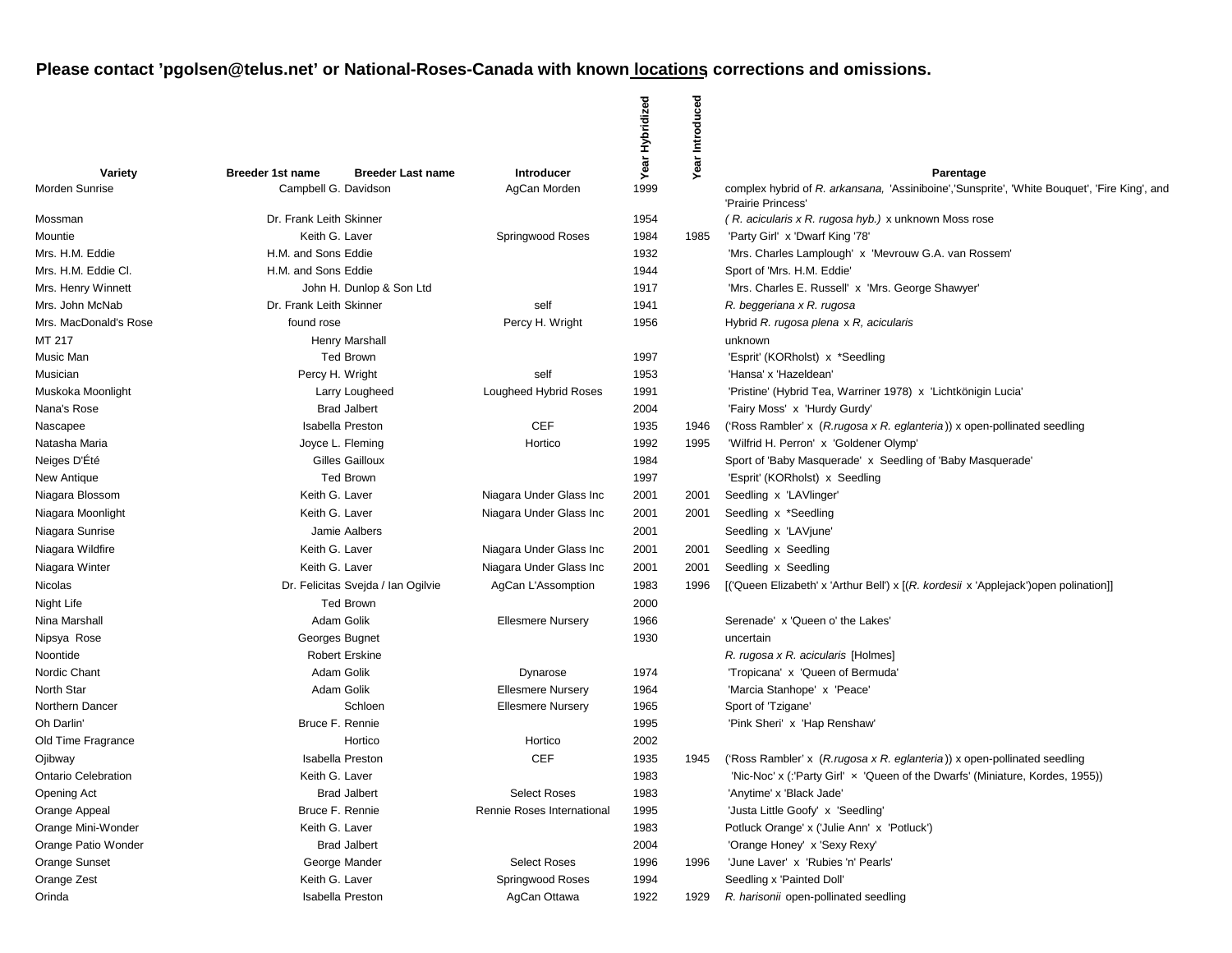**Please contact 'pgolsen@telus.net' or National-Roses-Canada with known locations, corrections and omissions.**

| Variety | Breeder 1st name | Breeder Last name | Introducer | Year Hybridized | Year Introduced | Parentage |
|---|---|---|---|---|---|---|
| Morden Sunrise | Campbell G. | Davidson | AgCan Morden | 1999 | | complex hybrid of *R. arkansana,* 'Assiniboine','Sunsprite', 'White Bouquet', 'Fire King', and 'Prairie Princess' |
| Mossman | Dr. Frank Leith | Skinner | | 1954 | | *( R. acicularis x R. rugosa hyb.)* x unknown Moss rose |
| Mountie | Keith G. | Laver | Springwood Roses | 1984 | 1985 | 'Party Girl' x 'Dwarf King '78' |
| Mrs. H.M. Eddie | H.M. and Sons | Eddie | | 1932 | | 'Mrs. Charles Lamplough' x 'Mevrouw G.A. van Rossem' |
| Mrs. H.M. Eddie Cl. | H.M. and Sons | Eddie | | 1944 | | Sport of 'Mrs. H.M. Eddie' |
| Mrs. Henry Winnett | John H. | Dunlop & Son Ltd | | 1917 | | 'Mrs. Charles E. Russell' x 'Mrs. George Shawyer' |
| Mrs. John McNab | Dr. Frank Leith | Skinner | self | 1941 | | *R. beggeriana x R. rugosa* |
| Mrs. MacDonald's Rose | found rose | | Percy H. Wright | 1956 | | Hybrid *R. rugosa plena* x *R, acicularis* |
| MT 217 | Henry | Marshall | | | | unknown |
| Music Man | Ted | Brown | | 1997 | | 'Esprit' (KORholst) x *Seedling |
| Musician | Percy H. | Wright | self | 1953 | | 'Hansa' x 'Hazeldean' |
| Muskoka Moonlight | Larry | Lougheed | Lougheed Hybrid Roses | 1991 | | 'Pristine' (Hybrid Tea, Warriner 1978) x 'Lichtkönigin Lucia' |
| Nana's Rose | Brad | Jalbert | | 2004 | | 'Fairy Moss' x 'Hurdy Gurdy' |
| Nascapee | Isabella | Preston | CEF | 1935 | 1946 | ('Ross Rambler' x (*R.rugosa x R. eglanteria*)) x open-pollinated seedling |
| Natasha Maria | Joyce L. | Fleming | Hortico | 1992 | 1995 | 'Wilfrid H. Perron' x 'Goldener Olymp' |
| Neiges D'Été | Gilles | Gailloux | | 1984 | | Sport of 'Baby Masquerade' x Seedling of 'Baby Masquerade' |
| New Antique | Ted | Brown | | 1997 | | 'Esprit' (KORholst) x Seedling |
| Niagara Blossom | Keith G. | Laver | Niagara Under Glass Inc | 2001 | 2001 | Seedling x 'LAVlinger' |
| Niagara Moonlight | Keith G. | Laver | Niagara Under Glass Inc | 2001 | 2001 | Seedling x *Seedling |
| Niagara Sunrise | Jamie | Aalbers | | 2001 | | Seedling x 'LAVjune' |
| Niagara Wildfire | Keith G. | Laver | Niagara Under Glass Inc | 2001 | 2001 | Seedling x Seedling |
| Niagara Winter | Keith G. | Laver | Niagara Under Glass Inc | 2001 | 2001 | Seedling x Seedling |
| Nicolas | Dr. Felicitas | Svejda / Ian Ogilvie | AgCan L'Assomption | 1983 | 1996 | [('Queen Elizabeth' x 'Arthur Bell') x [(*R. kordesii* x 'Applejack')open polination]] |
| Night Life | Ted | Brown | | 2000 | | |
| Nina Marshall | Adam | Golik | Ellesmere Nursery | 1966 | | Serenade' x 'Queen o' the Lakes' |
| Nipsya Rose | Georges | Bugnet | | 1930 | | uncertain |
| Noontide | Robert | Erskine | | | | *R. rugosa x R. acicularis* [Holmes] |
| Nordic Chant | Adam | Golik | Dynarose | 1974 | | 'Tropicana' x 'Queen of Bermuda' |
| North Star | Adam | Golik | Ellesmere Nursery | 1964 | | 'Marcia Stanhope' x 'Peace' |
| Northern Dancer | | Schloen | Ellesmere Nursery | 1965 | | Sport of 'Tzigane' |
| Oh Darlin' | Bruce F. | Rennie | | 1995 | | 'Pink Sheri' x 'Hap Renshaw' |
| Old Time Fragrance | | Hortico | Hortico | 2002 | | |
| Ojibway | Isabella | Preston | CEF | 1935 | 1945 | ('Ross Rambler' x (*R.rugosa x R. eglanteria*)) x open-pollinated seedling |
| Ontario Celebration | Keith G. | Laver | | 1983 | | 'Nic-Noc' x (:'Party Girl' × 'Queen of the Dwarfs' (Miniature, Kordes, 1955)) |
| Opening Act | Brad | Jalbert | Select Roses | 1983 | | 'Anytime' x 'Black Jade' |
| Orange Appeal | Bruce F. | Rennie | Rennie Roses International | 1995 | | 'Justa Little Goofy' x 'Seedling' |
| Orange Mini-Wonder | Keith G. | Laver | | 1983 | | Potluck Orange' x ('Julie Ann' x 'Potluck') |
| Orange Patio Wonder | Brad | Jalbert | | 2004 | | 'Orange Honey' x 'Sexy Rexy' |
| Orange Sunset | George | Mander | Select Roses | 1996 | 1996 | 'June Laver' x 'Rubies 'n' Pearls' |
| Orange Zest | Keith G. | Laver | Springwood Roses | 1994 | | Seedling x 'Painted Doll' |
| Orinda | Isabella | Preston | AgCan Ottawa | 1922 | 1929 | *R. harisonii* open-pollinated seedling |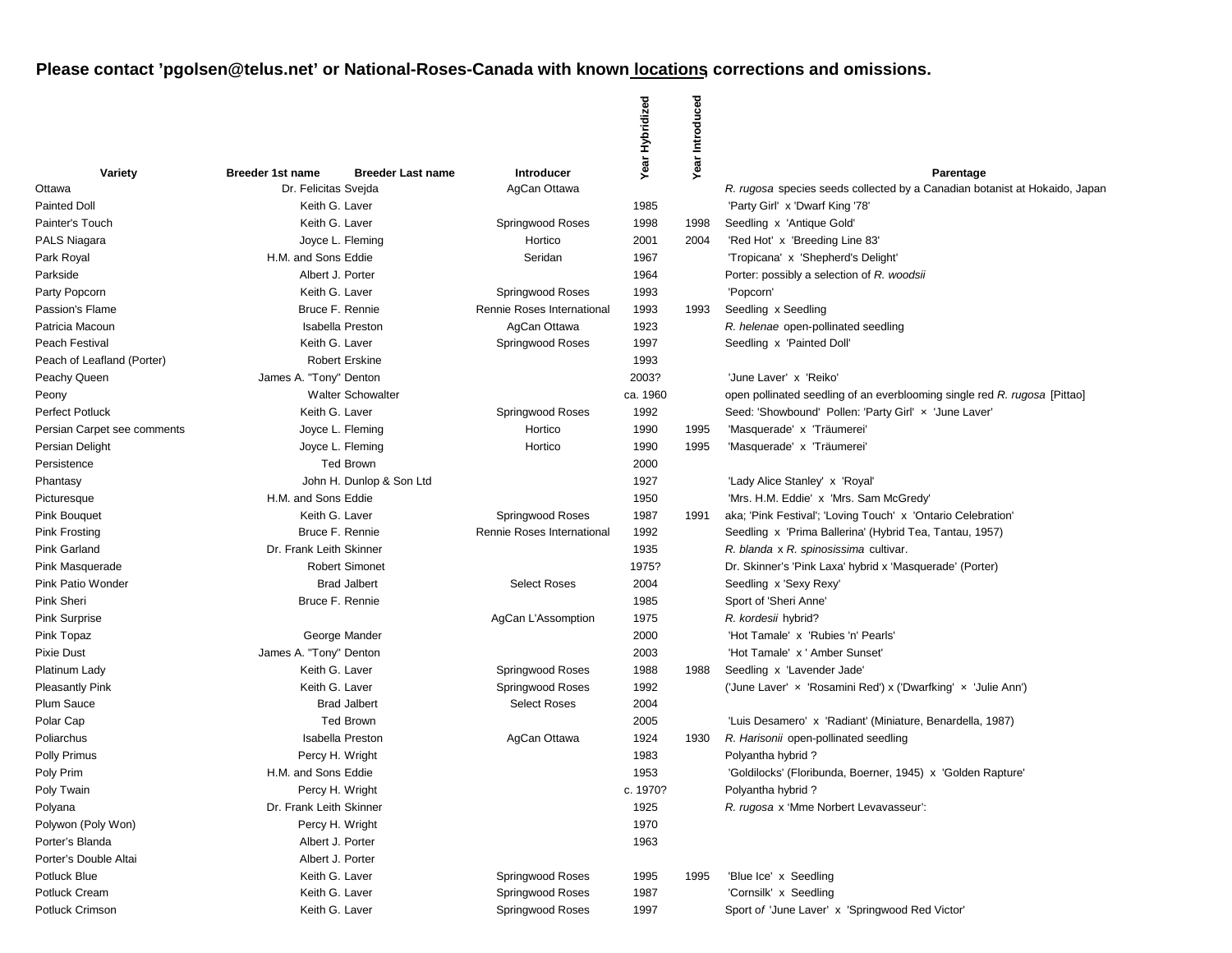**Please contact 'pgolsen@telus.net' or National-Roses-Canada with known locations, corrections and omissions.**

| Variety | Breeder 1st name | Breeder Last name | Introducer | Year Hybridized | Year Introduced | Parentage |
|---|---|---|---|---|---|---|
| Ottawa | Dr. Felicitas | Svejda | AgCan Ottawa | | | *R. rugosa* species seeds collected by a Canadian botanist at Hokaido, Japan |
| Painted Doll | Keith G. | Laver | | 1985 | | 'Party Girl' x 'Dwarf King '78' |
| Painter's Touch | Keith G. | Laver | Springwood Roses | 1998 | 1998 | Seedling x 'Antique Gold' |
| PALS Niagara | Joyce L. | Fleming | Hortico | 2001 | 2004 | 'Red Hot' x 'Breeding Line 83' |
| Park Royal | H.M. and Sons | Eddie | Seridan | 1967 | | 'Tropicana' x 'Shepherd's Delight' |
| Parkside | Albert J. | Porter | | 1964 | | Porter: possibly a selection of *R. woodsii* |
| Party Popcorn | Keith G. | Laver | Springwood Roses | 1993 | | 'Popcorn' |
| Passion's Flame | Bruce F. | Rennie | Rennie Roses International | 1993 | 1993 | Seedling x Seedling |
| Patricia Macoun | Isabella | Preston | AgCan Ottawa | 1923 | | *R. helenae* open-pollinated seedling |
| Peach Festival | Keith G. | Laver | Springwood Roses | 1997 | | Seedling x 'Painted Doll' |
| Peach of Leafland (Porter) | Robert | Erskine | | 1993 | | |
| Peachy Queen | James A. "Tony" | Denton | | 2003? | | 'June Laver' x 'Reiko' |
| Peony | | Walter Schowalter | | ca. 1960 | | open pollinated seedling of an everblooming single red *R. rugosa* [Pittao] |
| Perfect Potluck | Keith G. | Laver | Springwood Roses | 1992 | | Seed: 'Showbound' Pollen: 'Party Girl' × 'June Laver' |
| Persian Carpet see comments | Joyce L. | Fleming | Hortico | 1990 | 1995 | 'Masquerade' x 'Träumerei' |
| Persian Delight | Joyce L. | Fleming | Hortico | 1990 | 1995 | 'Masquerade' x 'Träumerei' |
| Persistence | Ted | Brown | | 2000 | | |
| Phantasy | | John H. Dunlop & Son Ltd | | 1927 | | 'Lady Alice Stanley' x 'Royal' |
| Picturesque | H.M. and Sons | Eddie | | 1950 | | 'Mrs. H.M. Eddie' x 'Mrs. Sam McGredy' |
| Pink Bouquet | Keith G. | Laver | Springwood Roses | 1987 | 1991 | aka; 'Pink Festival'; 'Loving Touch' x 'Ontario Celebration' |
| Pink Frosting | Bruce F. | Rennie | Rennie Roses International | 1992 | | Seedling x 'Prima Ballerina' (Hybrid Tea, Tantau, 1957) |
| Pink Garland | Dr. Frank Leith | Skinner | | 1935 | | *R. blanda* x *R. spinosissima* cultivar. |
| Pink Masquerade | Robert | Simonet | | 1975? | | Dr. Skinner's 'Pink Laxa' hybrid x 'Masquerade' (Porter) |
| Pink Patio Wonder | Brad | Jalbert | Select Roses | 2004 | | Seedling x 'Sexy Rexy' |
| Pink Sheri | Bruce F. | Rennie | | 1985 | | Sport of 'Sheri Anne' |
| Pink Surprise | | | AgCan L'Assomption | 1975 | | *R. kordesii* hybrid? |
| Pink Topaz | George | Mander | | 2000 | | 'Hot Tamale' x 'Rubies 'n' Pearls' |
| Pixie Dust | James A. "Tony" | Denton | | 2003 | | 'Hot Tamale' x ' Amber Sunset' |
| Platinum Lady | Keith G. | Laver | Springwood Roses | 1988 | 1988 | Seedling x 'Lavender Jade' |
| Pleasantly Pink | Keith G. | Laver | Springwood Roses | 1992 | | ('June Laver' × 'Rosamini Red') x ('Dwarfking' × 'Julie Ann') |
| Plum Sauce | Brad | Jalbert | Select Roses | 2004 | | |
| Polar Cap | Ted | Brown | | 2005 | | 'Luis Desamero' x 'Radiant' (Miniature, Benardella, 1987) |
| Poliarchus | Isabella | Preston | AgCan Ottawa | 1924 | 1930 | *R. Harisonii* open-pollinated seedling |
| Polly Primus | Percy H. | Wright | | 1983 | | Polyantha hybrid ? |
| Poly Prim | H.M. and Sons | Eddie | | 1953 | | 'Goldilocks' (Floribunda, Boerner, 1945) x 'Golden Rapture' |
| Poly Twain | Percy H. | Wright | | c. 1970? | | Polyantha hybrid ? |
| Polyana | Dr. Frank Leith | Skinner | | 1925 | | *R. rugosa* x 'Mme Norbert Levavasseur': |
| Polywon (Poly Won) | Percy H. | Wright | | 1970 | | |
| Porter's Blanda | Albert J. | Porter | | 1963 | | |
| Porter's Double Altai | Albert J. | Porter | | | | |
| Potluck Blue | Keith G. | Laver | Springwood Roses | 1995 | 1995 | 'Blue Ice' x Seedling |
| Potluck Cream | Keith G. | Laver | Springwood Roses | 1987 | | 'Cornsilk' x Seedling |
| Potluck Crimson | Keith G. | Laver | Springwood Roses | 1997 | | Sport of 'June Laver' x 'Springwood Red Victor' |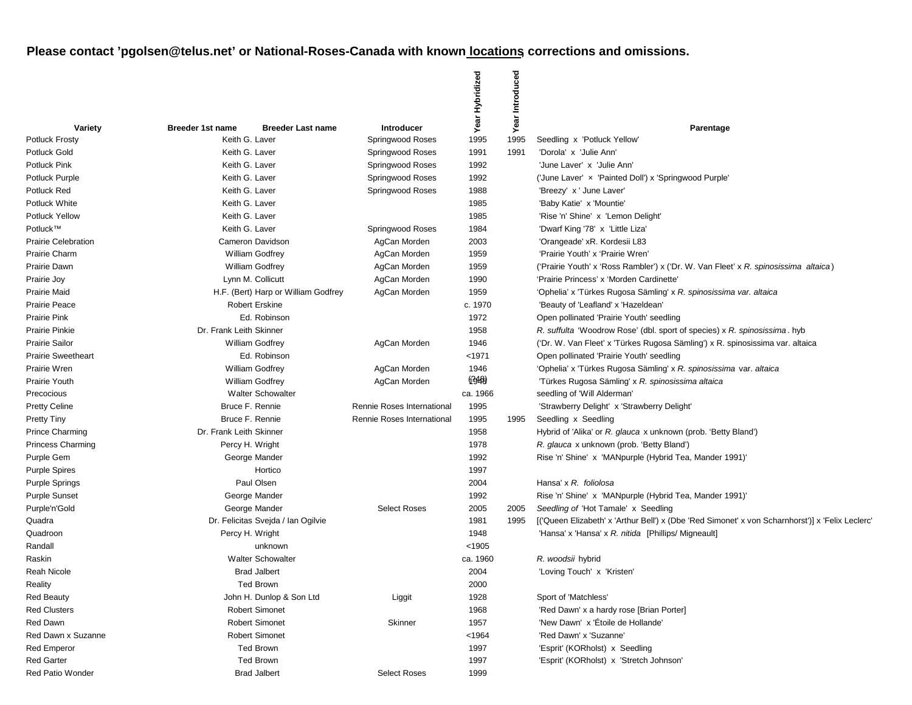**Please contact 'pgolsen@telus.net' or National-Roses-Canada with known locations, corrections and omissions.**

| Variety | Breeder 1st name | Breeder Last name | Introducer | Year Hybridized | Year Introduced | Parentage |
|---|---|---|---|---|---|---|
| Potluck Frosty | Keith G. | Laver | Springwood Roses | 1995 | 1995 | Seedling x 'Potluck Yellow' |
| Potluck Gold | Keith G. | Laver | Springwood Roses | 1991 | 1991 | 'Dorola' x 'Julie Ann' |
| Potluck Pink | Keith G. | Laver | Springwood Roses | 1992 | | 'June Laver' x 'Julie Ann' |
| Potluck Purple | Keith G. | Laver | Springwood Roses | 1992 | | ('June Laver' × 'Painted Doll') x 'Springwood Purple' |
| Potluck Red | Keith G. | Laver | Springwood Roses | 1988 | | 'Breezy' x ' June Laver' |
| Potluck White | Keith G. | Laver | | 1985 | | 'Baby Katie' x 'Mountie' |
| Potluck Yellow | Keith G. | Laver | | 1985 | | 'Rise 'n' Shine' x 'Lemon Delight' |
| Potluck™ | Keith G. | Laver | Springwood Roses | 1984 | | 'Dwarf King '78' x 'Little Liza' |
| Prairie Celebration | Cameron | Davidson | AgCan Morden | 2003 | | 'Orangeade' xR. Kordesii L83 |
| Prairie Charm | William | Godfrey | AgCan Morden | 1959 | | 'Prairie Youth' x 'Prairie Wren' |
| Prairie Dawn | William | Godfrey | AgCan Morden | 1959 | | ('Prairie Youth' x 'Ross Rambler') x ('Dr. W. Van Fleet' x *R. spinosissima altaica*) |
| Prairie Joy | Lynn M. | Collicutt | AgCan Morden | 1990 | | 'Prairie Princess' x 'Morden Cardinette' |
| Prairie Maid | H.F. (Bert) | Harp or William Godfrey | AgCan Morden | 1959 | | 'Ophelia' x 'Türkes Rugosa Sämling' x *R. spinosissima var. altaica* |
| Prairie Peace | Robert | Erskine | | c. 1970 | | 'Beauty of 'Leafland' x 'Hazeldean' |
| Prairie Pink | Ed. | Robinson | | 1972 | | Open pollinated 'Prairie Youth' seedling |
| Prairie Pinkie | Dr. Frank Leith | Skinner | | 1958 | | *R. suffulta* 'Woodrow Rose' (dbl. sport of species) x *R. spinosissima*. hyb |
| Prairie Sailor | William | Godfrey | AgCan Morden | 1946 | | ('Dr. W. Van Fleet' x 'Türkes Rugosa Sämling') x R. spinosissima var. altaica |
| Prairie Sweetheart | Ed. | Robinson | | <1971 | | Open pollinated 'Prairie Youth' seedling |
| Prairie Wren | William | Godfrey | AgCan Morden | 1946 | | 'Ophelia' x 'Türkes Rugosa Sämling' x *R. spinosissima* var. *altaica* |
| Prairie Youth | William | Godfrey | AgCan Morden | 1948 (248) | | 'Türkes Rugosa Sämling' x *R. spinosissima altaica* |
| Precocious | Walter | Schowalter | | ca. 1966 | | seedling of 'Will Alderman' |
| Pretty Celine | Bruce F. | Rennie | Rennie Roses International | 1995 | | 'Strawberry Delight' x 'Strawberry Delight' |
| Pretty Tiny | Bruce F. | Rennie | Rennie Roses International | 1995 | 1995 | Seedling x Seedling |
| Prince Charming | Dr. Frank Leith | Skinner | | 1958 | | Hybrid of 'Alika' or *R. glauca* x unknown (prob. 'Betty Bland') |
| Princess Charming | Percy H. | Wright | | 1978 | | *R. glauca* x unknown (prob. 'Betty Bland') |
| Purple Gem | George | Mander | | 1992 | | Rise 'n' Shine' x 'MANpurple (Hybrid Tea, Mander 1991)' |
| Purple Spires | | Hortico | | 1997 | | |
| Purple Springs | Paul | Olsen | | 2004 | | Hansa' x *R. foliolosa* |
| Purple Sunset | George | Mander | | 1992 | | Rise 'n' Shine' x 'MANpurple (Hybrid Tea, Mander 1991)' |
| Purple'n'Gold | George | Mander | Select Roses | 2005 | 2005 | *Seedling of* 'Hot Tamale' x Seedling |
| Quadra | Dr. Felicitas | Svejda / Ian Ogilvie | | 1981 | 1995 | [('Queen Elizabeth' x 'Arthur Bell') x (Dbe 'Red Simonet' x von Scharnhorst')] x 'Felix Leclerc' |
| Quadroon | Percy H. | Wright | | 1948 | | 'Hansa' x 'Hansa' x *R. nitida* [Phillips/ Migneault] |
| Randall | | unknown | | <1905 | | |
| Raskin | Walter | Schowalter | | ca. 1960 | | *R. woodsii* hybrid |
| Reah Nicole | Brad | Jalbert | | 2004 | | 'Loving Touch' x 'Kristen' |
| Reality | Ted | Brown | | 2000 | | |
| Red Beauty | John H. | Dunlop & Son Ltd | Liggit | 1928 | | Sport of 'Matchless' |
| Red Clusters | Robert | Simonet | | 1968 | | 'Red Dawn' x a hardy rose [Brian Porter] |
| Red Dawn | Robert | Simonet | Skinner | 1957 | | 'New Dawn' x 'Étoile de Hollande' |
| Red Dawn x Suzanne | Robert | Simonet | | <1964 | | 'Red Dawn' x 'Suzanne' |
| Red Emperor | Ted | Brown | | 1997 | | 'Esprit' (KORholst) x Seedling |
| Red Garter | Ted | Brown | | 1997 | | 'Esprit' (KORholst) x 'Stretch Johnson' |
| Red Patio Wonder | Brad | Jalbert | Select Roses | 1999 | | |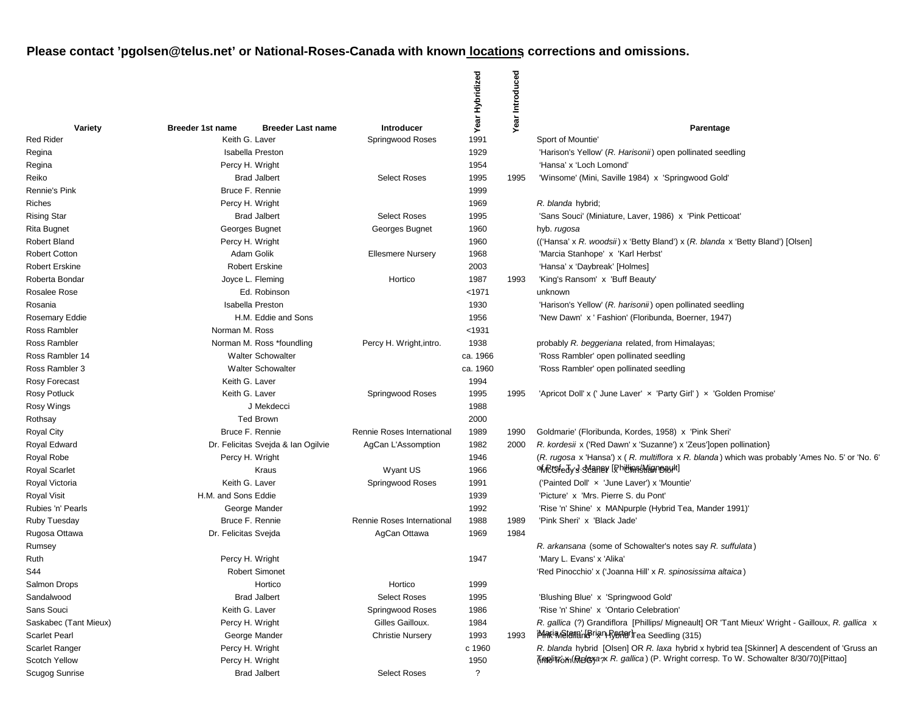**Please contact 'pgolsen@telus.net' or National-Roses-Canada with known locations, corrections and omissions.**

| Variety | Breeder 1st name | Breeder Last name | Introducer | Year Hybridized | Year Introduced | Parentage |
|---|---|---|---|---|---|---|
| Red Rider | Keith G. | Laver | Springwood Roses | 1991 | | Sport of Mountie' |
| Regina | Isabella | Preston | | 1929 | | 'Harison's Yellow' (*R. Harisonii*) open pollinated seedling |
| Regina | Percy H. | Wright | | 1954 | | 'Hansa' x 'Loch Lomond' |
| Reiko | Brad | Jalbert | Select Roses | 1995 | 1995 | 'Winsome' (Mini, Saville 1984) x 'Springwood Gold' |
| Rennie's Pink | Bruce F. | Rennie | | 1999 | | |
| Riches | Percy H. | Wright | | 1969 | | *R. blanda* hybrid; |
| Rising Star | Brad | Jalbert | Select Roses | 1995 | | 'Sans Souci' (Miniature, Laver, 1986) x 'Pink Petticoat' |
| Rita Bugnet | Georges | Bugnet | Georges Bugnet | 1960 | | hyb. *rugosa* |
| Robert Bland | Percy H. | Wright | | 1960 | | (('Hansa' x *R. woodsii*) x 'Betty Bland') x (*R. blanda* x 'Betty Bland') [Olsen] |
| Robert Cotton | Adam | Golik | Ellesmere Nursery | 1968 | | 'Marcia Stanhope' x 'Karl Herbst' |
| Robert Erskine | Robert | Erskine | | 2003 | | 'Hansa' x 'Daybreak' [Holmes] |
| Roberta Bondar | Joyce L. | Fleming | Hortico | 1987 | 1993 | 'King's Ransom' x 'Buff Beauty' |
| Rosalee Rose | Ed. | Robinson | | <1971 | | unknown |
| Rosania | Isabella | Preston | | 1930 | | 'Harison's Yellow' (*R. harisonii*) open pollinated seedling |
| Rosemary Eddie | H.M. | Eddie and Sons | | 1956 | | 'New Dawn' x ' Fashion' (Floribunda, Boerner, 1947) |
| Ross Rambler | Norman M. | Ross | | <1931 | | |
| Ross Rambler | Norman M. | Ross *foundling | Percy H. Wright,intro. | 1938 | | probably *R. beggeriana* related, from Himalayas; |
| Ross Rambler 14 | Walter | Schowalter | | ca. 1966 | | 'Ross Rambler' open pollinated seedling |
| Ross Rambler 3 | Walter | Schowalter | | ca. 1960 | | 'Ross Rambler' open pollinated seedling |
| Rosy Forecast | Keith G. | Laver | | 1994 | | |
| Rosy Potluck | Keith G. | Laver | Springwood Roses | 1995 | 1995 | 'Apricot Doll' x (' June Laver' × 'Party Girl' ) × 'Golden Promise' |
| Rosy Wings | J | Mekdecci | | 1988 | | |
| Rothsay | Ted | Brown | | 2000 | | |
| Royal City | Bruce F. | Rennie | Rennie Roses International | 1989 | 1990 | Goldmarie' (Floribunda, Kordes, 1958) x 'Pink Sheri' |
| Royal Edward | Dr. Felicitas | Svejda & Ian Ogilvie | AgCan L'Assomption | 1982 | 2000 | *R. kordesii* x ('Red Dawn' x 'Suzanne') x 'Zeus']open pollination} |
| Royal Robe | Percy H. | Wright | | 1946 | | (*R. rugosa* x 'Hansa') x ( *R. multiflora* x *R. blanda*) which was probably 'Ames No. 5' or 'No. 6' of Prof. T. J. Maney [Phillips/Migneault] |
| Royal Scarlet | | Kraus | Wyant US | 1966 | | McGredy's Scarlet' x 'Christian Dior' |
| Royal Victoria | Keith G. | Laver | Springwood Roses | 1991 | | ('Painted Doll' × 'June Laver') x 'Mountie' |
| Royal Visit | H.M. and Sons | Eddie | | 1939 | | 'Picture' x 'Mrs. Pierre S. du Pont' |
| Rubies 'n' Pearls | George | Mander | | 1992 | | 'Rise 'n' Shine' x MANpurple (Hybrid Tea, Mander 1991)' |
| Ruby Tuesday | Bruce F. | Rennie | Rennie Roses International | 1988 | 1989 | 'Pink Sheri' x 'Black Jade' |
| Rugosa Ottawa | Dr. Felicitas | Svejda | AgCan Ottawa | 1969 | 1984 | |
| Rumsey | | | | | | *R. arkansana* (some of Schowalter's notes say *R. suffulata*) |
| Ruth | Percy H. | Wright | | 1947 | | 'Mary L. Evans' x 'Alika' |
| S44 | Robert | Simonet | | | | 'Red Pinocchio' x ('Joanna Hill' x *R. spinosissima altaica*) |
| Salmon Drops | | Hortico | Hortico | 1999 | | |
| Sandalwood | Brad | Jalbert | Select Roses | 1995 | | 'Blushing Blue' x 'Springwood Gold' |
| Sans Souci | Keith G. | Laver | Springwood Roses | 1986 | | 'Rise 'n' Shine' x 'Ontario Celebration' |
| Saskabec (Tant Mieux) | Percy H. | Wright | Gilles Gailloux. | 1984 | | *R. gallica* (?) Grandiflora [Phillips/ Migneault] OR 'Tant Mieux' Wright - Gailloux, *R. gallica* x 'Maria Stern' [Brian Porter] |
| Scarlet Pearl | George | Mander | Christie Nursery | 1993 | 1993 | Pink Meidiland' x Hybrid Tea Seedling (315) |
| Scarlet Ranger | Percy H. | Wright | | c 1960 | | *R. blanda* hybrid [Olsen] OR *R. laxa* hybrid x hybrid tea [Skinner] A descendent of 'Gruss an Teplitz' x (*R. laxa* x *R. gallica*) (P. Wright corresp. To W. Schowalter 8/30/70)[Pittao] |
| Scotch Yellow | Percy H. | Wright | | 1950 | | (info from MBC) ? |
| Scugog Sunrise | Brad | Jalbert | Select Roses | ? | | |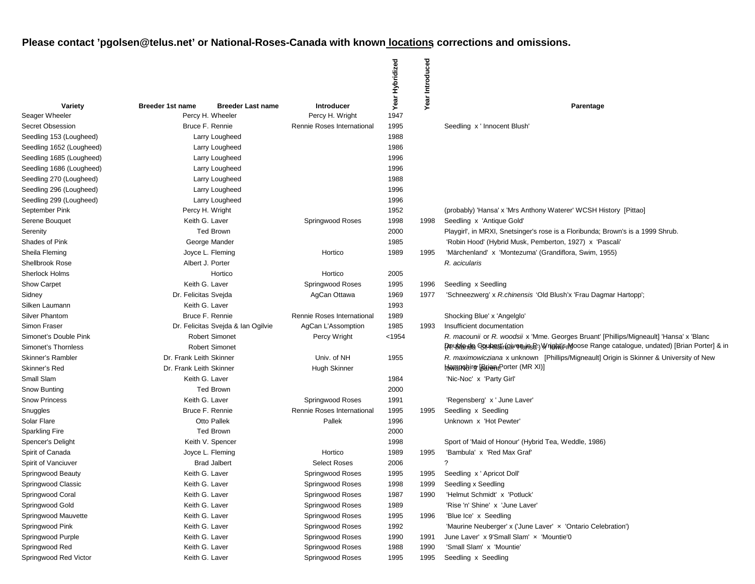**Please contact 'pgolsen@telus.net' or National-Roses-Canada with known locations, corrections and omissions.**

| Variety | Breeder 1st name | Breeder Last name | Introducer | Year Hybridized | Year Introduced | Parentage |
|---|---|---|---|---|---|---|
| Seager Wheeler | Percy H. | Wheeler | Percy H. Wright | 1947 | | |
| Secret Obsession | Bruce F. | Rennie | Rennie Roses International | 1995 | | Seedling x ' Innocent Blush' |
| Seedling 153 (Lougheed) | Larry | Lougheed | | 1988 | | |
| Seedling 1652 (Lougheed) | Larry | Lougheed | | 1986 | | |
| Seedling 1685 (Lougheed) | Larry | Lougheed | | 1996 | | |
| Seedling 1686 (Lougheed) | Larry | Lougheed | | 1996 | | |
| Seedling 270 (Lougheed) | Larry | Lougheed | | 1988 | | |
| Seedling 296 (Lougheed) | Larry | Lougheed | | 1996 | | |
| Seedling 299 (Lougheed) | Larry | Lougheed | | 1996 | | |
| September Pink | Percy H. | Wright | | 1952 | | (probably) 'Hansa' x 'Mrs Anthony Waterer' WCSH History [Pittao] |
| Serene Bouquet | Keith G. | Laver | Springwood Roses | 1998 | 1998 | Seedling x 'Antique Gold' |
| Serenity | Ted | Brown | | 2000 | | Playgirl', in MRXI, Snetsinger's rose is a Floribunda; Brown's is a 1999 Shrub. |
| Shades of Pink | George | Mander | | 1985 | | 'Robin Hood' (Hybrid Musk, Pemberton, 1927) x 'Pascali' |
| Sheila Fleming | Joyce L. | Fleming | Hortico | 1989 | 1995 | 'Märchenland' x 'Montezuma' (Grandiflora, Swim, 1955) |
| Shellbrook Rose | Albert J. | Porter | | | | *R. acicularis* |
| Sherlock Holms | | Hortico | Hortico | 2005 | | |
| Show Carpet | Keith G. | Laver | Springwood Roses | 1995 | 1996 | Seedling x Seedling |
| Sidney | Dr. Felicitas | Svejda | AgCan Ottawa | 1969 | 1977 | 'Schneezwerg' x *R.chinensis* 'Old Blush'x 'Frau Dagmar Hartopp'; |
| Silken Laumann | Keith G. | Laver | | 1993 | | |
| Silver Phantom | Bruce F. | Rennie | Rennie Roses International | 1989 | | Shocking Blue' x 'Angelglo' |
| Simon Fraser | Dr. Felicitas | Svejda & Ian Ogilvie | AgCan L'Assomption | 1985 | 1993 | Insufficient documentation |
| Simonet's Double Pink | Robert | Simonet | Percy Wright | <1954 | | *R. macounii* or *R. woodsii* x 'Mme. Georges Bruant' [Phillips/Migneault] 'Hansa' x 'Blanc Double de Coubert' (given in P. Wright's Moose Range catalogue, undated) [Brian Porter] & in |
| Simonet's Thornless | Robert | Simonet | | | | (*R. blanda* 'St Hilaire' x 'Hansa') x 'Iowa #9' |
| Skinner's Rambler | Dr. Frank Leith | Skinner | Univ. of NH | 1955 | | *R. maximowicziana* x unknown [Phillips/Migneault] Origin is Skinner & University of New Hampshire [Brian Porter (MR XI)] |
| Skinner's Red | Dr. Frank Leith | Skinner | Hugh Skinner | | | Iowa No. 9 parent. |
| Small Slam | Keith G. | Laver | | 1984 | | 'Nic-Noc' x 'Party Girl' |
| Snow Bunting | Ted | Brown | | 2000 | | |
| Snow Princess | Keith G. | Laver | Springwood Roses | 1991 | | 'Regensberg' x ' June Laver' |
| Snuggles | Bruce F. | Rennie | Rennie Roses International | 1995 | 1995 | Seedling x Seedling |
| Solar Flare | Otto | Pallek | Pallek | 1996 | | Unknown x 'Hot Pewter' |
| Sparkling Fire | Ted | Brown | | 2000 | | |
| Spencer's Delight | Keith V. | Spencer | | 1998 | | Sport of 'Maid of Honour' (Hybrid Tea, Weddle, 1986) |
| Spirit of Canada | Joyce L. | Fleming | Hortico | 1989 | 1995 | 'Bambula' x 'Red Max Graf' |
| Spirit of Vanciuver | Brad | Jalbert | Select Roses | 2006 | | ? |
| Springwood Beauty | Keith G. | Laver | Springwood Roses | 1995 | 1995 | Seedling x ' Apricot Doll' |
| Springwood Classic | Keith G. | Laver | Springwood Roses | 1998 | 1999 | Seedling x Seedling |
| Springwood Coral | Keith G. | Laver | Springwood Roses | 1987 | 1990 | 'Helmut Schmidt' x 'Potluck' |
| Springwood Gold | Keith G. | Laver | Springwood Roses | 1989 | | 'Rise 'n' Shine' x 'June Laver' |
| Springwood Mauvette | Keith G. | Laver | Springwood Roses | 1995 | 1996 | 'Blue Ice' x Seedling |
| Springwood Pink | Keith G. | Laver | Springwood Roses | 1992 | | 'Maurine Neuberger' x ('June Laver' × 'Ontario Celebration') |
| Springwood Purple | Keith G. | Laver | Springwood Roses | 1990 | 1991 | June Laver' x 9'Small Slam' × 'Mountie'0 |
| Springwood Red | Keith G. | Laver | Springwood Roses | 1988 | 1990 | 'Small Slam' x 'Mountie' |
| Springwood Red Victor | Keith G. | Laver | Springwood Roses | 1995 | 1995 | Seedling x Seedling |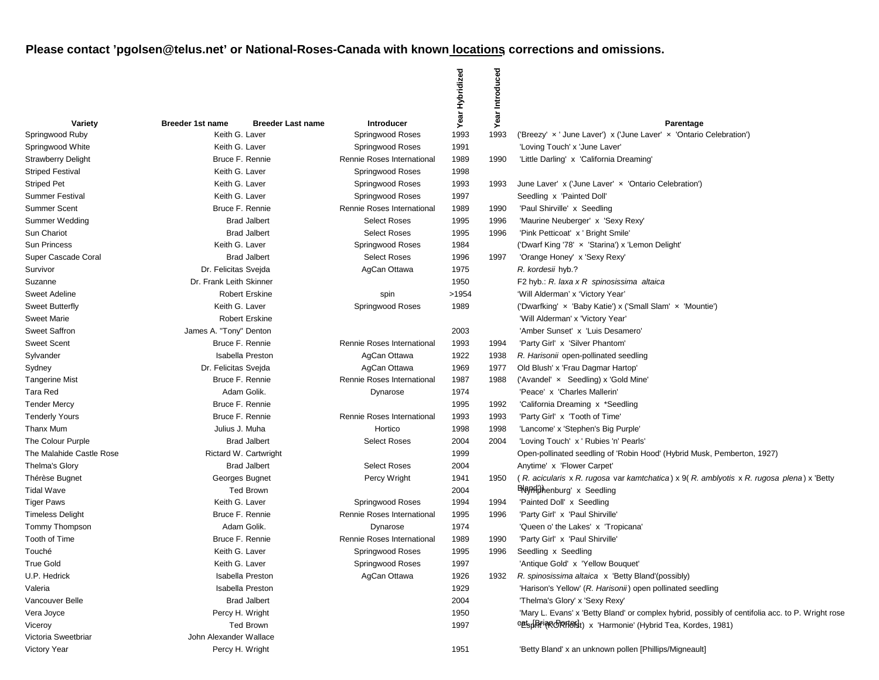**Please contact 'pgolsen@telus.net' or National-Roses-Canada with known locations, corrections and omissions.**

| Variety | Breeder 1st name | Breeder Last name | Introducer | Year Hybridized | Year Introduced | Parentage |
|---|---|---|---|---|---|---|
| Springwood Ruby | Keith G. | Laver | Springwood Roses | 1993 | 1993 | ('Breezy' × ' June Laver') x ('June Laver' × 'Ontario Celebration') |
| Springwood White | Keith G. | Laver | Springwood Roses | 1991 | | 'Loving Touch' x 'June Laver' |
| Strawberry Delight | Bruce F. | Rennie | Rennie Roses International | 1989 | 1990 | 'Little Darling' x 'California Dreaming' |
| Striped Festival | Keith G. | Laver | Springwood Roses | 1998 | | |
| Striped Pet | Keith G. | Laver | Springwood Roses | 1993 | 1993 | June Laver' x ('June Laver' × 'Ontario Celebration') |
| Summer Festival | Keith G. | Laver | Springwood Roses | 1997 | | Seedling x 'Painted Doll' |
| Summer Scent | Bruce F. | Rennie | Rennie Roses International | 1989 | 1990 | 'Paul Shirville' x Seedling |
| Summer Wedding | Brad | Jalbert | Select Roses | 1995 | 1996 | 'Maurine Neuberger' x 'Sexy Rexy' |
| Sun Chariot | Brad | Jalbert | Select Roses | 1995 | 1996 | 'Pink Petticoat' x ' Bright Smile' |
| Sun Princess | Keith G. | Laver | Springwood Roses | 1984 | | ('Dwarf King '78' × 'Starina') x 'Lemon Delight' |
| Super Cascade Coral | Brad | Jalbert | Select Roses | 1996 | 1997 | 'Orange Honey' x 'Sexy Rexy' |
| Survivor | Dr. Felicitas | Svejda | AgCan Ottawa | 1975 | | *R. kordesii* hyb.? |
| Suzanne | Dr. Frank Leith | Skinner | | 1950 | | F2 hyb.: *R. laxa x R spinosissima altaica* |
| Sweet Adeline | Robert | Erskine | spin | >1954 | | 'Will Alderman' x 'Victory Year' |
| Sweet Butterfly | Keith G. | Laver | Springwood Roses | 1989 | | ('Dwarfking' × 'Baby Katie') x ('Small Slam' × 'Mountie') |
| Sweet Marie | Robert | Erskine | | | | 'Will Alderman' x 'Victory Year' |
| Sweet Saffron | James A. "Tony" | Denton | | 2003 | | 'Amber Sunset' x 'Luis Desamero' |
| Sweet Scent | Bruce F. | Rennie | Rennie Roses International | 1993 | 1994 | 'Party Girl' x 'Silver Phantom' |
| Sylvander | Isabella | Preston | AgCan Ottawa | 1922 | 1938 | *R. Harisonii* open-pollinated seedling |
| Sydney | Dr. Felicitas | Svejda | AgCan Ottawa | 1969 | 1977 | Old Blush' x 'Frau Dagmar Hartop' |
| Tangerine Mist | Bruce F. | Rennie | Rennie Roses International | 1987 | 1988 | ('Avandel' × Seedling) x 'Gold Mine' |
| Tara Red | Adam | Golik. | Dynarose | 1974 | | 'Peace' x 'Charles Mallerin' |
| Tender Mercy | Bruce F. | Rennie | | 1995 | 1992 | 'California Dreaming x *Seedling |
| Tenderly Yours | Bruce F. | Rennie | Rennie Roses International | 1993 | 1993 | 'Party Girl' x 'Tooth of Time' |
| Thanx Mum | Julius J. | Muha | Hortico | 1998 | 1998 | 'Lancome' x 'Stephen's Big Purple' |
| The Colour Purple | Brad | Jalbert | Select Roses | 2004 | 2004 | 'Loving Touch' x ' Rubies 'n' Pearls' |
| The Malahide Castle Rose | Rictard W. | Cartwright | | 1999 | | Open-pollinated seedling of 'Robin Hood' (Hybrid Musk, Pemberton, 1927) |
| Thelma's Glory | Brad | Jalbert | Select Roses | 2004 | | Anytime' x 'Flower Carpet' |
| Thérèse Bugnet | Georges | Bugnet | Percy Wright | 1941 | 1950 | ( *R. acicularis* x *R. rugosa* var *kamtchatica* ) x 9( *R. amblyotis* x *R. rugosa plena* ) x 'Betty Bland')) |
| Tidal Wave | Ted | Brown | | 2004 | | 'Nymphenburg' x Seedling |
| Tiger Paws | Keith G. | Laver | Springwood Roses | 1994 | 1994 | 'Painted Doll' x Seedling |
| Timeless Delight | Bruce F. | Rennie | Rennie Roses International | 1995 | 1996 | 'Party Girl' x 'Paul Shirville' |
| Tommy Thompson | Adam | Golik. | Dynarose | 1974 | | 'Queen o' the Lakes' x 'Tropicana' |
| Tooth of Time | Bruce F. | Rennie | Rennie Roses International | 1989 | 1990 | 'Party Girl' x 'Paul Shirville' |
| Touché | Keith G. | Laver | Springwood Roses | 1995 | 1996 | Seedling x Seedling |
| True Gold | Keith G. | Laver | Springwood Roses | 1997 | | 'Antique Gold' x 'Yellow Bouquet' |
| U.P. Hedrick | Isabella | Preston | AgCan Ottawa | 1926 | 1932 | *R. spinosissima altaica* x 'Betty Bland'(possibly) |
| Valeria | Isabella | Preston | | 1929 | | 'Harison's Yellow' (*R. Harisonii* ) open pollinated seedling |
| Vancouver Belle | Brad | Jalbert | | 2004 | | 'Thelma's Glory' x 'Sexy Rexy' |
| Vera Joyce | Percy H. | Wright | | 1950 | | 'Mary L. Evans' x 'Betty Bland' or complex hybrid, possibly of centifolia acc. to P. Wright rose cat. [Brian Porter] |
| Viceroy | Ted | Brown | | 1997 | | 'Esprit' (KORholst) x 'Harmonie' (Hybrid Tea, Kordes, 1981) |
| Victoria Sweetbriar | John Alexander | Wallace | | | | |
| Victory Year | Percy H. | Wright | | 1951 | | 'Betty Bland' x an unknown pollen [Phillips/Migneault] |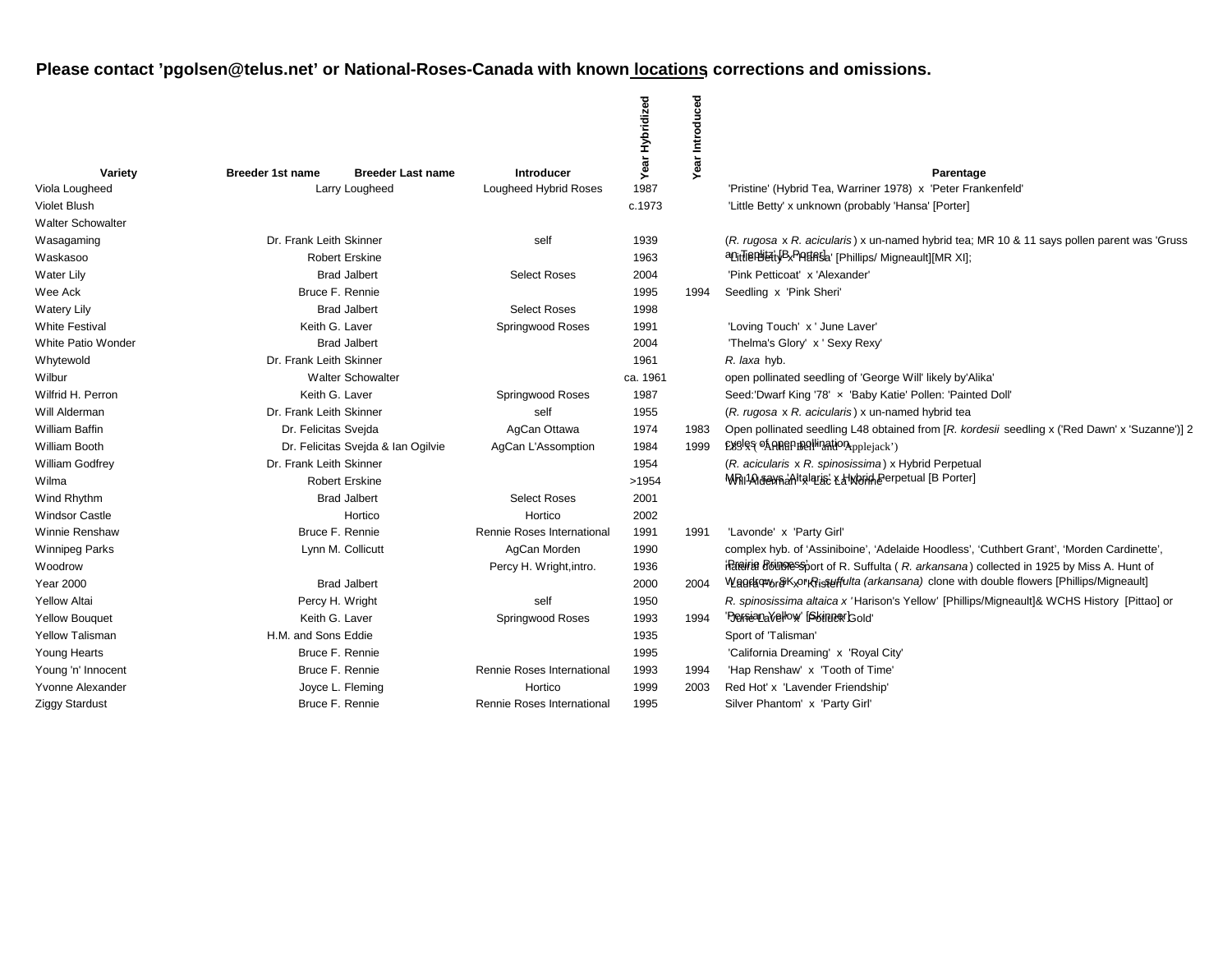**Please contact 'pgolsen@telus.net' or National-Roses-Canada with known locations, corrections and omissions.**

| Variety | Breeder 1st name | Breeder Last name | Introducer | Year Hybridized | Year Introduced | Parentage |
|---|---|---|---|---|---|---|
| Viola Lougheed | Larry | Lougheed | Lougheed Hybrid Roses | 1987 | | 'Pristine' (Hybrid Tea, Warriner 1978) x 'Peter Frankenfeld' |
| Violet Blush | | | | c.1973 | | 'Little Betty' x unknown (probably 'Hansa' [Porter] |
| Walter Schowalter | | | | | | |
| Wasagaming | Dr. Frank Leith | Skinner | self | 1939 | | (*R. rugosa* x *R. acicularis*) x un-named hybrid tea; MR 10 & 11 says pollen parent was 'Gruss an Teplitz' [B Porter] |
| Waskasoo | Robert | Erskine | | 1963 | | 'Little Betty' x 'Hansa' [Phillips/ Migneault][MR XI]; |
| Water Lily | Brad | Jalbert | Select Roses | 2004 | | 'Pink Petticoat' x 'Alexander' |
| Wee Ack | Bruce F. | Rennie | | 1995 | 1994 | Seedling x 'Pink Sheri' |
| Watery Lily | Brad | Jalbert | Select Roses | 1998 | | |
| White Festival | Keith G. | Laver | Springwood Roses | 1991 | | 'Loving Touch' x ' June Laver' |
| White Patio Wonder | Brad | Jalbert | | 2004 | | 'Thelma's Glory' x ' Sexy Rexy' |
| Whytewold | Dr. Frank Leith | Skinner | | 1961 | | *R. laxa* hyb. |
| Wilbur | Walter | Schowalter | | ca. 1961 | | open pollinated seedling of 'George Will' likely by'Alika' |
| Wilfrid H. Perron | Keith G. | Laver | Springwood Roses | 1987 | | Seed:'Dwarf King '78' × 'Baby Katie' Pollen: 'Painted Doll' |
| Will Alderman | Dr. Frank Leith | Skinner | self | 1955 | | (*R. rugosa* x *R. acicularis*) x un-named hybrid tea |
| William Baffin | Dr. Felicitas | Svejda | AgCan Ottawa | 1974 | 1983 | Open pollinated seedling L48 obtained from [*R. kordesii* seedling x ('Red Dawn' x 'Suzanne')] 2 cycles of open pollination |
| William Booth | Dr. Felicitas | Svejda & Ian Ogilvie | AgCan L'Assomption | 1984 | 1999 | L83 x ('Arthur Bell' and 'Applejack') |
| William Godfrey | Dr. Frank Leith | Skinner | | 1954 | | (*R. acicularis* x *R. spinosissima*) x Hybrid Perpetual |
| Wilma | Robert | Erskine | | >1954 | | 'Will Alderman' x 'Lac La Nonne' MR 10 says 'Altalaris' x Hybrid Perpetual [B Porter] |
| Wind Rhythm | Brad | Jalbert | Select Roses | 2001 | | |
| Windsor Castle | | Hortico | Hortico | 2002 | | |
| Winnie Renshaw | Bruce F. | Rennie | Rennie Roses International | 1991 | 1991 | 'Lavonde' x 'Party Girl' |
| Winnipeg Parks | Lynn M. | Collicutt | AgCan Morden | 1990 | | complex hyb. of 'Assiniboine', 'Adelaide Hoodless', 'Cuthbert Grant', 'Morden Cardinette', 'Prairie Princess' |
| Woodrow | | | Percy H. Wright,intro. | 1936 | | natural double sport of R. Suffulta ( *R. arkansana*) collected in 1925 by Miss A. Hunt of Woodrow, SK or *R. suffulta (arkansana)* clone with double flowers [Phillips/Migneault] |
| Year 2000 | Brad | Jalbert | | 2000 | 2004 | 'Laura Ford' x 'Kristen' |
| Yellow Altai | Percy H. | Wright | self | 1950 | | *R. spinosissima altaica x* 'Harison's Yellow' [Phillips/Migneault]& WCHS History [Pittao] or 'Persian Yellow' [Skinner] |
| Yellow Bouquet | Keith G. | Laver | Springwood Roses | 1993 | 1994 | 'June Laver' x 'Potluck Gold' |
| Yellow Talisman | H.M. and Sons | Eddie | | 1935 | | Sport of 'Talisman' |
| Young Hearts | Bruce F. | Rennie | | 1995 | | 'California Dreaming' x 'Royal City' |
| Young 'n' Innocent | Bruce F. | Rennie | Rennie Roses International | 1993 | 1994 | 'Hap Renshaw' x 'Tooth of Time' |
| Yvonne Alexander | Joyce L. | Fleming | Hortico | 1999 | 2003 | Red Hot' x 'Lavender Friendship' |
| Ziggy Stardust | Bruce F. | Rennie | Rennie Roses International | 1995 | | Silver Phantom' x 'Party Girl' |